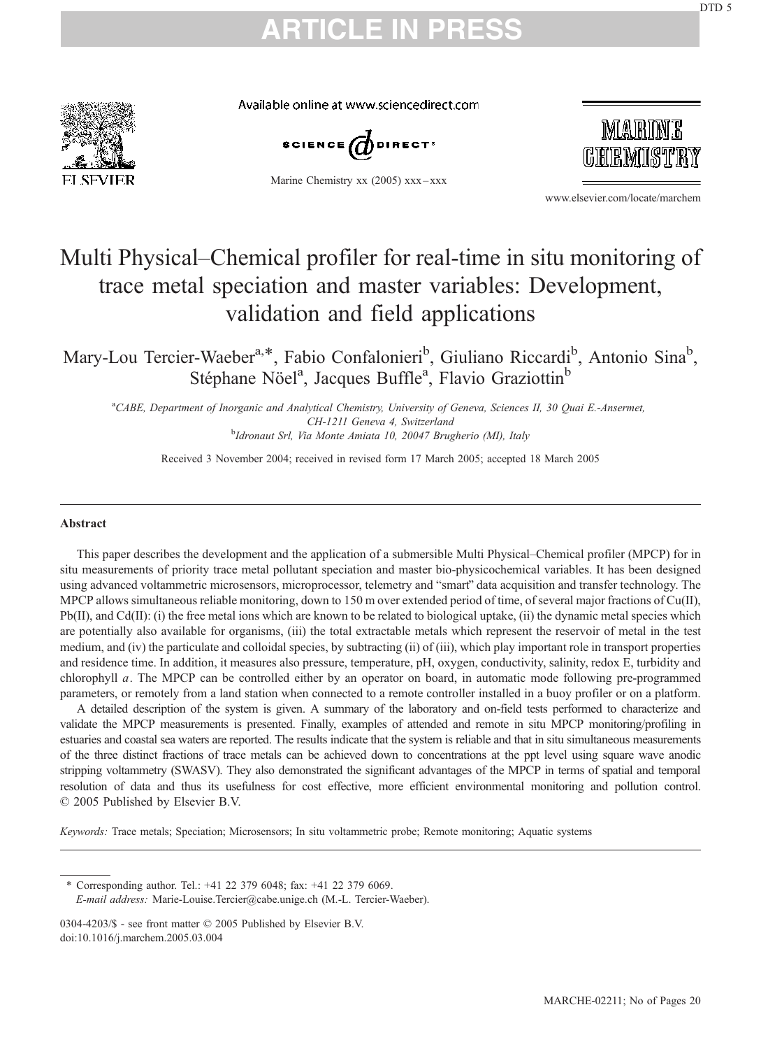# Multi Physical–Chemical profiler for real-time in situ monitoring of trace metal speciation and master variables: Development, validation and field applications

Mary-Lou Tercier-Waeber[a,*], Fabio Confalonieri[b], Giuliano Riccardi[b], Antonio Sina[b], Stéphane Nöel[a], Jacques Buffle[a], Flavio Graziottin[b]

[a]CABE, Department of Inorganic and Analytical Chemistry, University of Geneva, Sciences II, 30 Quai E.-Ansermet, CH-1211 Geneva 4, Switzerland

[b]Idronaut Srl, Via Monte Amiata 10, 20047 Brugherio (MI), Italy

Received 3 November 2004; received in revised form 17 March 2005; accepted 18 March 2005

## Abstract

This paper describes the development and the application of a submersible Multi Physical–Chemical profiler (MPCP) for in situ measurements of priority trace metal pollutant speciation and master bio-physicochemical variables. It has been designed using advanced voltammetric microsensors, microprocessor, telemetry and "smart" data acquisition and transfer technology. The MPCP allows simultaneous reliable monitoring, down to 150 m over extended period of time, of several major fractions of Cu(II), Pb(II), and Cd(II): (i) the free metal ions which are known to be related to biological uptake, (ii) the dynamic metal species which are potentially also available for organisms, (iii) the total extractable metals which represent the reservoir of metal in the test medium, and (iv) the particulate and colloidal species, by subtracting (ii) of (iii), which play important role in transport properties and residence time. In addition, it measures also pressure, temperature, pH, oxygen, conductivity, salinity, redox E, turbidity and chlorophyll *a*. The MPCP can be controlled either by an operator on board, in automatic mode following pre-programmed parameters, or remotely from a land station when connected to a remote controller installed in a buoy profiler or on a platform.

A detailed description of the system is given. A summary of the laboratory and on-field tests performed to characterize and validate the MPCP measurements is presented. Finally, examples of attended and remote in situ MPCP monitoring/profiling in estuaries and coastal sea waters are reported. The results indicate that the system is reliable and that in situ simultaneous measurements of the three distinct fractions of trace metals can be achieved down to concentrations at the ppt level using square wave anodic stripping voltammetry (SWASV). They also demonstrated the significant advantages of the MPCP in terms of spatial and temporal resolution of data and thus its usefulness for cost effective, more efficient environmental monitoring and pollution control.
© 2005 Published by Elsevier B.V.

*Keywords:* Trace metals; Speciation; Microsensors; In situ voltammetric probe; Remote monitoring; Aquatic systems

\* Corresponding author. Tel.: +41 22 379 6048; fax: +41 22 379 6069.
*E-mail address:* Marie-Louise.Tercier@cabe.unige.ch (M.-L. Tercier-Waeber).

0304-4203/$ - see front matter © 2005 Published by Elsevier B.V.
doi:10.1016/j.marchem.2005.03.004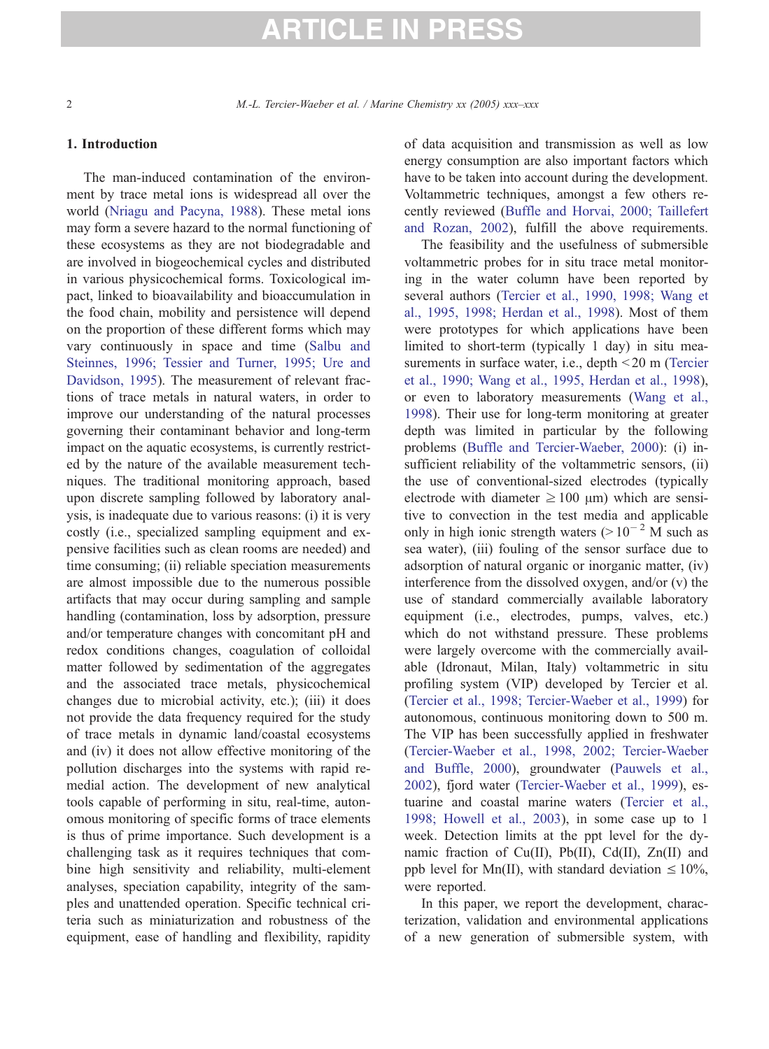## 1. Introduction

The man-induced contamination of the environment by trace metal ions is widespread all over the world (Nriagu and Pacyna, 1988). These metal ions may form a severe hazard to the normal functioning of these ecosystems as they are not biodegradable and are involved in biogeochemical cycles and distributed in various physicochemical forms. Toxicological impact, linked to bioavailability and bioaccumulation in the food chain, mobility and persistence will depend on the proportion of these different forms which may vary continuously in space and time (Salbu and Steinnes, 1996; Tessier and Turner, 1995; Ure and Davidson, 1995). The measurement of relevant fractions of trace metals in natural waters, in order to improve our understanding of the natural processes governing their contaminant behavior and long-term impact on the aquatic ecosystems, is currently restricted by the nature of the available measurement techniques. The traditional monitoring approach, based upon discrete sampling followed by laboratory analysis, is inadequate due to various reasons: (i) it is very costly (i.e., specialized sampling equipment and expensive facilities such as clean rooms are needed) and time consuming; (ii) reliable speciation measurements are almost impossible due to the numerous possible artifacts that may occur during sampling and sample handling (contamination, loss by adsorption, pressure and/or temperature changes with concomitant pH and redox conditions changes, coagulation of colloidal matter followed by sedimentation of the aggregates and the associated trace metals, physicochemical changes due to microbial activity, etc.); (iii) it does not provide the data frequency required for the study of trace metals in dynamic land/coastal ecosystems and (iv) it does not allow effective monitoring of the pollution discharges into the systems with rapid remedial action. The development of new analytical tools capable of performing in situ, real-time, autonomous monitoring of specific forms of trace elements is thus of prime importance. Such development is a challenging task as it requires techniques that combine high sensitivity and reliability, multi-element analyses, speciation capability, integrity of the samples and unattended operation. Specific technical criteria such as miniaturization and robustness of the equipment, ease of handling and flexibility, rapidity of data acquisition and transmission as well as low energy consumption are also important factors which have to be taken into account during the development. Voltammetric techniques, amongst a few others recently reviewed (Buffle and Horvai, 2000; Taillefert and Rozan, 2002), fulfill the above requirements.

The feasibility and the usefulness of submersible voltammetric probes for in situ trace metal monitoring in the water column have been reported by several authors (Tercier et al., 1990, 1998; Wang et al., 1995, 1998; Herdan et al., 1998). Most of them were prototypes for which applications have been limited to short-term (typically 1 day) in situ measurements in surface water, i.e., depth <20 m (Tercier et al., 1990; Wang et al., 1995, Herdan et al., 1998), or even to laboratory measurements (Wang et al., 1998). Their use for long-term monitoring at greater depth was limited in particular by the following problems (Buffle and Tercier-Waeber, 2000): (i) insufficient reliability of the voltammetric sensors, (ii) the use of conventional-sized electrodes (typically electrode with diameter ≥ 100 μm) which are sensitive to convection in the test media and applicable only in high ionic strength waters ($>10^{-2}$ M such as sea water), (iii) fouling of the sensor surface due to adsorption of natural organic or inorganic matter, (iv) interference from the dissolved oxygen, and/or (v) the use of standard commercially available laboratory equipment (i.e., electrodes, pumps, valves, etc.) which do not withstand pressure. These problems were largely overcome with the commercially available (Idronaut, Milan, Italy) voltammetric in situ profiling system (VIP) developed by Tercier et al. (Tercier et al., 1998; Tercier-Waeber et al., 1999) for autonomous, continuous monitoring down to 500 m. The VIP has been successfully applied in freshwater (Tercier-Waeber et al., 1998, 2002; Tercier-Waeber and Buffle, 2000), groundwater (Pauwels et al., 2002), fjord water (Tercier-Waeber et al., 1999), estuarine and coastal marine waters (Tercier et al., 1998; Howell et al., 2003), in some case up to 1 week. Detection limits at the ppt level for the dynamic fraction of Cu(II), Pb(II), Cd(II), Zn(II) and ppb level for Mn(II), with standard deviation ≤ 10%, were reported.

In this paper, we report the development, characterization, validation and environmental applications of a new generation of submersible system, with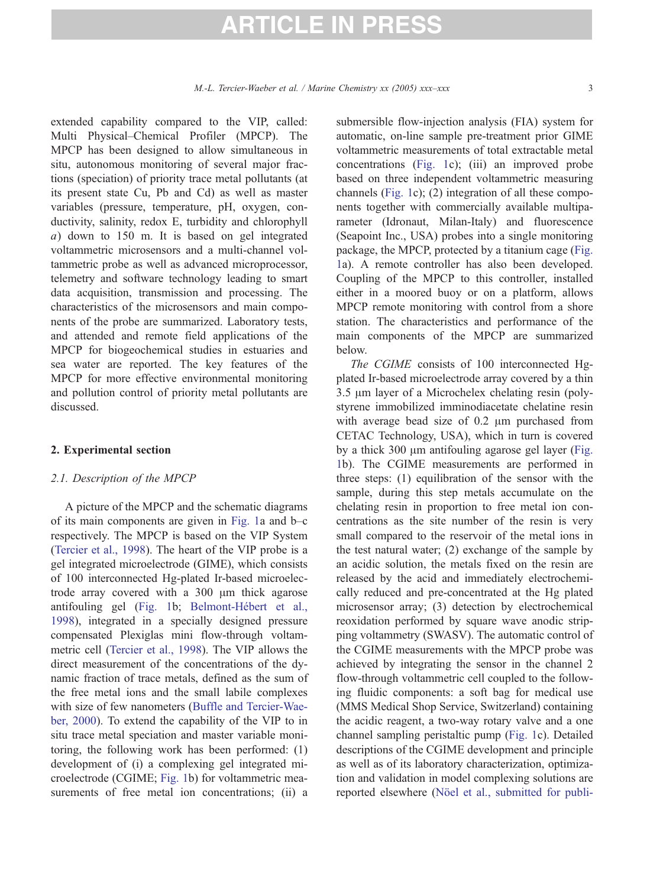extended capability compared to the VIP, called: Multi Physical–Chemical Profiler (MPCP). The MPCP has been designed to allow simultaneous in situ, autonomous monitoring of several major fractions (speciation) of priority trace metal pollutants (at its present state Cu, Pb and Cd) as well as master variables (pressure, temperature, pH, oxygen, conductivity, salinity, redox E, turbidity and chlorophyll *a*) down to 150 m. It is based on gel integrated voltammetric microsensors and a multi-channel voltammetric probe as well as advanced microprocessor, telemetry and software technology leading to smart data acquisition, transmission and processing. The characteristics of the microsensors and main components of the probe are summarized. Laboratory tests, and attended and remote field applications of the MPCP for biogeochemical studies in estuaries and sea water are reported. The key features of the MPCP for more effective environmental monitoring and pollution control of priority metal pollutants are discussed.

## 2. Experimental section

### 2.1. Description of the MPCP

A picture of the MPCP and the schematic diagrams of its main components are given in Fig. 1a and b–c respectively. The MPCP is based on the VIP System (Tercier et al., 1998). The heart of the VIP probe is a gel integrated microelectrode (GIME), which consists of 100 interconnected Hg-plated Ir-based microelectrode array covered with a 300 μm thick agarose antifouling gel (Fig. 1b; Belmont-Hébert et al., 1998), integrated in a specially designed pressure compensated Plexiglas mini flow-through voltammetric cell (Tercier et al., 1998). The VIP allows the direct measurement of the concentrations of the dynamic fraction of trace metals, defined as the sum of the free metal ions and the small labile complexes with size of few nanometers (Buffle and Tercier-Waeber, 2000). To extend the capability of the VIP to in situ trace metal speciation and master variable monitoring, the following work has been performed: (1) development of (i) a complexing gel integrated microelectrode (CGIME; Fig. 1b) for voltammetric measurements of free metal ion concentrations; (ii) a submersible flow-injection analysis (FIA) system for automatic, on-line sample pre-treatment prior GIME voltammetric measurements of total extractable metal concentrations (Fig. 1c); (iii) an improved probe based on three independent voltammetric measuring channels (Fig. 1c); (2) integration of all these components together with commercially available multiparameter (Idronaut, Milan-Italy) and fluorescence (Seapoint Inc., USA) probes into a single monitoring package, the MPCP, protected by a titanium cage (Fig. 1a). A remote controller has also been developed. Coupling of the MPCP to this controller, installed either in a moored buoy or on a platform, allows MPCP remote monitoring with control from a shore station. The characteristics and performance of the main components of the MPCP are summarized below.

*The CGIME* consists of 100 interconnected Hg-plated Ir-based microelectrode array covered by a thin 3.5 μm layer of a Microchelex chelating resin (polystyrene immobilized imminodiacetate chelatine resin with average bead size of 0.2 μm purchased from CETAC Technology, USA), which in turn is covered by a thick 300 μm antifouling agarose gel layer (Fig. 1b). The CGIME measurements are performed in three steps: (1) equilibration of the sensor with the sample, during this step metals accumulate on the chelating resin in proportion to free metal ion concentrations as the site number of the resin is very small compared to the reservoir of the metal ions in the test natural water; (2) exchange of the sample by an acidic solution, the metals fixed on the resin are released by the acid and immediately electrochemically reduced and pre-concentrated at the Hg plated microsensor array; (3) detection by electrochemical reoxidation performed by square wave anodic stripping voltammetry (SWASV). The automatic control of the CGIME measurements with the MPCP probe was achieved by integrating the sensor in the channel 2 flow-through voltammetric cell coupled to the following fluidic components: a soft bag for medical use (MMS Medical Shop Service, Switzerland) containing the acidic reagent, a two-way rotary valve and a one channel sampling peristaltic pump (Fig. 1c). Detailed descriptions of the CGIME development and principle as well as of its laboratory characterization, optimization and validation in model complexing solutions are reported elsewhere (Nöel et al., submitted for publi-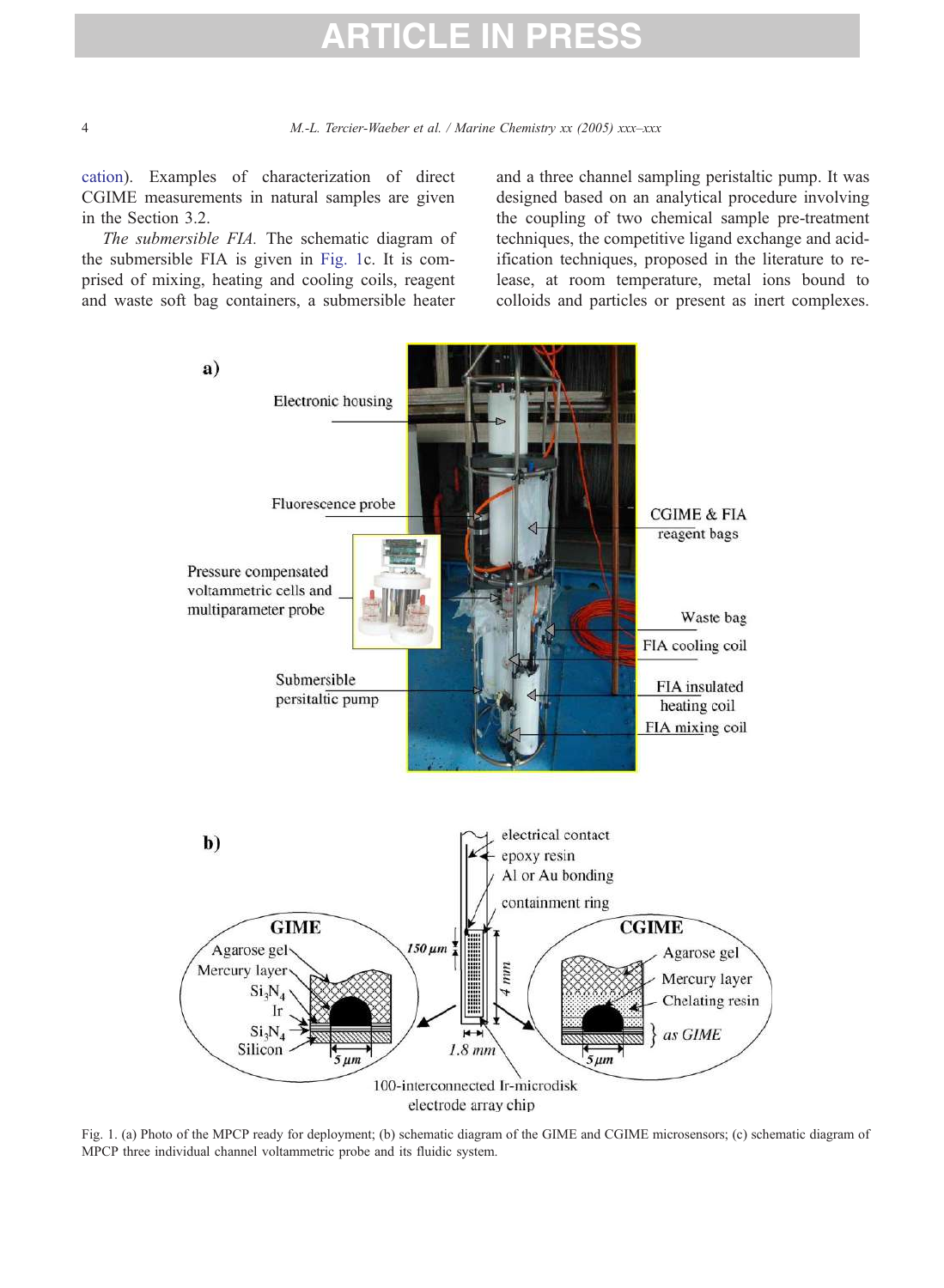cation). Examples of characterization of direct CGIME measurements in natural samples are given in the Section 3.2.

*The submersible FIA.* The schematic diagram of the submersible FIA is given in Fig. 1c. It is comprised of mixing, heating and cooling coils, reagent and waste soft bag containers, a submersible heater and a three channel sampling peristaltic pump. It was designed based on an analytical procedure involving the coupling of two chemical sample pre-treatment techniques, the competitive ligand exchange and acidification techniques, proposed in the literature to release, at room temperature, metal ions bound to colloids and particles or present as inert complexes.

Fig. 1. (a) Photo of the MPCP ready for deployment; (b) schematic diagram of the GIME and CGIME microsensors; (c) schematic diagram of MPCP three individual channel voltammetric probe and its fluidic system.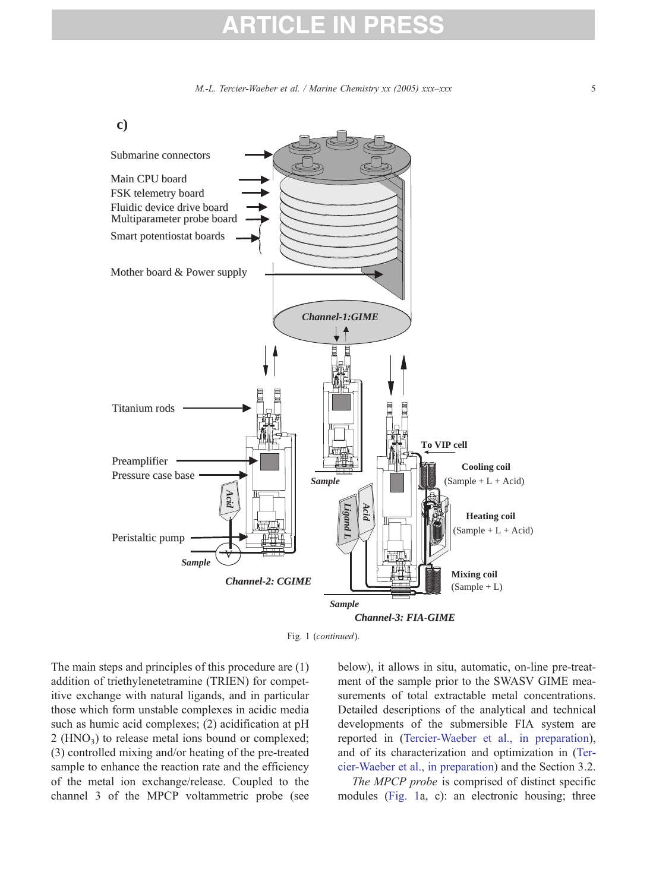Fig. 1 (*continued*).

The main steps and principles of this procedure are (1) addition of triethylenetetramine (TRIEN) for competitive exchange with natural ligands, and in particular those which form unstable complexes in acidic media such as humic acid complexes; (2) acidification at pH 2 ($HNO_3$) to release metal ions bound or complexed; (3) controlled mixing and/or heating of the pre-treated sample to enhance the reaction rate and the efficiency of the metal ion exchange/release. Coupled to the channel 3 of the MPCP voltammetric probe (see below), it allows in situ, automatic, on-line pre-treatment of the sample prior to the SWASV GIME measurements of total extractable metal concentrations. Detailed descriptions of the analytical and technical developments of the submersible FIA system are reported in (Tercier-Waeber et al., in preparation), and of its characterization and optimization in (Tercier-Waeber et al., in preparation) and the Section 3.2.

*The MPCP probe* is comprised of distinct specific modules (Fig. 1a, c): an electronic housing; three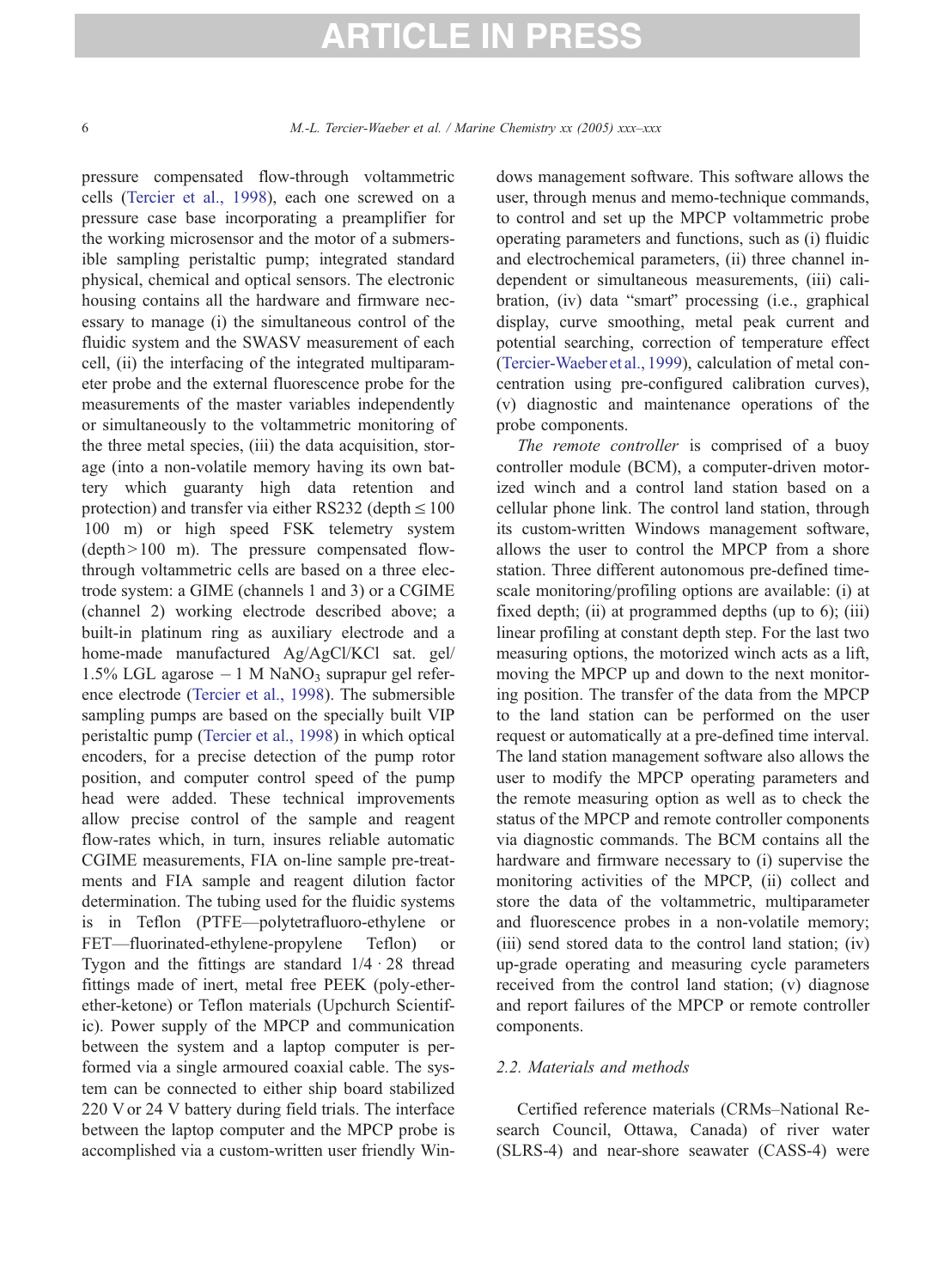pressure compensated flow-through voltammetric cells (Tercier et al., 1998), each one screwed on a pressure case base incorporating a preamplifier for the working microsensor and the motor of a submersible sampling peristaltic pump; integrated standard physical, chemical and optical sensors. The electronic housing contains all the hardware and firmware necessary to manage (i) the simultaneous control of the fluidic system and the SWASV measurement of each cell, (ii) the interfacing of the integrated multiparameter probe and the external fluorescence probe for the measurements of the master variables independently or simultaneously to the voltammetric monitoring of the three metal species, (iii) the data acquisition, storage (into a non-volatile memory having its own battery which guaranty high data retention and protection) and transfer via either RS232 (depth ≤ 100 100 m) or high speed FSK telemetry system (depth > 100 m). The pressure compensated flow-through voltammetric cells are based on a three electrode system: a GIME (channels 1 and 3) or a CGIME (channel 2) working electrode described above; a built-in platinum ring as auxiliary electrode and a home-made manufactured Ag/AgCl/KCl sat. gel/ 1.5% LGL agarose – 1 M $NaNO_3$ suprapur gel reference electrode (Tercier et al., 1998). The submersible sampling pumps are based on the specially built VIP peristaltic pump (Tercier et al., 1998) in which optical encoders, for a precise detection of the pump rotor position, and computer control speed of the pump head were added. These technical improvements allow precise control of the sample and reagent flow-rates which, in turn, insures reliable automatic CGIME measurements, FIA on-line sample pre-treatments and FIA sample and reagent dilution factor determination. The tubing used for the fluidic systems is in Teflon (PTFE—polytetrafluoro-ethylene or FET—fluorinated-ethylene-propylene Teflon) or Tygon and the fittings are standard 1/4 · 28 thread fittings made of inert, metal free PEEK (poly-ether-ether-ketone) or Teflon materials (Upchurch Scientific). Power supply of the MPCP and communication between the system and a laptop computer is performed via a single armoured coaxial cable. The system can be connected to either ship board stabilized 220 V or 24 V battery during field trials. The interface between the laptop computer and the MPCP probe is accomplished via a custom-written user friendly Windows management software. This software allows the user, through menus and memo-technique commands, to control and set up the MPCP voltammetric probe operating parameters and functions, such as (i) fluidic and electrochemical parameters, (ii) three channel independent or simultaneous measurements, (iii) calibration, (iv) data "smart" processing (i.e., graphical display, curve smoothing, metal peak current and potential searching, correction of temperature effect (Tercier-Waeber et al., 1999), calculation of metal concentration using pre-configured calibration curves), (v) diagnostic and maintenance operations of the probe components.

*The remote controller* is comprised of a buoy controller module (BCM), a computer-driven motorized winch and a control land station based on a cellular phone link. The control land station, through its custom-written Windows management software, allows the user to control the MPCP from a shore station. Three different autonomous pre-defined time-scale monitoring/profiling options are available: (i) at fixed depth; (ii) at programmed depths (up to 6); (iii) linear profiling at constant depth step. For the last two measuring options, the motorized winch acts as a lift, moving the MPCP up and down to the next monitoring position. The transfer of the data from the MPCP to the land station can be performed on the user request or automatically at a pre-defined time interval. The land station management software also allows the user to modify the MPCP operating parameters and the remote measuring option as well as to check the status of the MPCP and remote controller components via diagnostic commands. The BCM contains all the hardware and firmware necessary to (i) supervise the monitoring activities of the MPCP, (ii) collect and store the data of the voltammetric, multiparameter and fluorescence probes in a non-volatile memory; (iii) send stored data to the control land station; (iv) up-grade operating and measuring cycle parameters received from the control land station; (v) diagnose and report failures of the MPCP or remote controller components.

### 2.2. Materials and methods

Certified reference materials (CRMs–National Research Council, Ottawa, Canada) of river water (SLRS-4) and near-shore seawater (CASS-4) were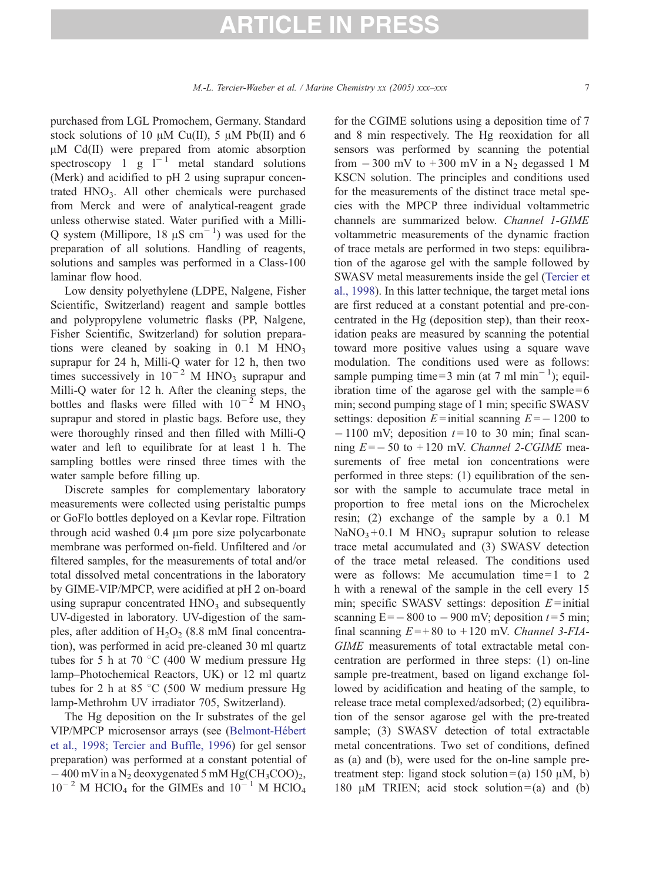purchased from LGL Promochem, Germany. Standard stock solutions of 10 μM Cu(II), 5 μM Pb(II) and 6 μM Cd(II) were prepared from atomic absorption spectroscopy 1 g $l^{-1}$ metal standard solutions (Merk) and acidified to pH 2 using suprapur concentrated $HNO_3$. All other chemicals were purchased from Merck and were of analytical-reagent grade unless otherwise stated. Water purified with a Milli-Q system (Millipore, 18 μS $cm^{-1}$) was used for the preparation of all solutions. Handling of reagents, solutions and samples was performed in a Class-100 laminar flow hood.

Low density polyethylene (LDPE, Nalgene, Fisher Scientific, Switzerland) reagent and sample bottles and polypropylene volumetric flasks (PP, Nalgene, Fisher Scientific, Switzerland) for solution preparations were cleaned by soaking in 0.1 M $HNO_3$ suprapur for 24 h, Milli-Q water for 12 h, then two times successively in $10^{-2}$ M $HNO_3$ suprapur and Milli-Q water for 12 h. After the cleaning steps, the bottles and flasks were filled with $10^{-2}$ M $HNO_3$ suprapur and stored in plastic bags. Before use, they were thoroughly rinsed and then filled with Milli-Q water and left to equilibrate for at least 1 h. The sampling bottles were rinsed three times with the water sample before filling up.

Discrete samples for complementary laboratory measurements were collected using peristaltic pumps or GoFlo bottles deployed on a Kevlar rope. Filtration through acid washed 0.4 μm pore size polycarbonate membrane was performed on-field. Unfiltered and /or filtered samples, for the measurements of total and/or total dissolved metal concentrations in the laboratory by GIME-VIP/MPCP, were acidified at pH 2 on-board using suprapur concentrated $HNO_3$ and subsequently UV-digested in laboratory. UV-digestion of the samples, after addition of $H_2O_2$ (8.8 mM final concentration), was performed in acid pre-cleaned 30 ml quartz tubes for 5 h at 70 °C (400 W medium pressure Hg lamp–Photochemical Reactors, UK) or 12 ml quartz tubes for 2 h at 85 °C (500 W medium pressure Hg lamp-Methrohm UV irradiator 705, Switzerland).

The Hg deposition on the Ir substrates of the gel VIP/MPCP microsensor arrays (see (Belmont-Hébert et al., 1998; Tercier and Buffle, 1996) for gel sensor preparation) was performed at a constant potential of −400 mV in a $N_2$ deoxygenated 5 mM $Hg(CH_3COO)_2$, $10^{-2}$ M $HClO_4$ for the GIMEs and $10^{-1}$ M $HClO_4$ for the CGIME solutions using a deposition time of 7 and 8 min respectively. The Hg reoxidation for all sensors was performed by scanning the potential from −300 mV to +300 mV in a $N_2$ degassed 1 M KSCN solution. The principles and conditions used for the measurements of the distinct trace metal species with the MPCP three individual voltammetric channels are summarized below. *Channel 1-GIME* voltammetric measurements of the dynamic fraction of trace metals are performed in two steps: equilibration of the agarose gel with the sample followed by SWASV metal measurements inside the gel (Tercier et al., 1998). In this latter technique, the target metal ions are first reduced at a constant potential and pre-concentrated in the Hg (deposition step), than their reoxidation peaks are measured by scanning the potential toward more positive values using a square wave modulation. The conditions used were as follows: sample pumping time = 3 min (at 7 ml $min^{-1}$); equilibration time of the agarose gel with the sample = 6 min; second pumping stage of 1 min; specific SWASV settings: deposition $E$ = initial scanning $E$ = −1200 to −1100 mV; deposition $t$ = 10 to 30 min; final scanning $E$ = −50 to +120 mV. *Channel 2-CGIME* measurements of free metal ion concentrations were performed in three steps: (1) equilibration of the sensor with the sample to accumulate trace metal in proportion to free metal ions on the Microchelex resin; (2) exchange of the sample by a 0.1 M $NaNO_3$ + 0.1 M $HNO_3$ suprapur solution to release trace metal accumulated and (3) SWASV detection of the trace metal released. The conditions used were as follows: Me accumulation time = 1 to 2 h with a renewal of the sample in the cell every 15 min; specific SWASV settings: deposition $E$ = initial scanning E = −800 to −900 mV; deposition $t$ = 5 min; final scanning $E$ = +80 to +120 mV. *Channel 3-FIA-GIME* measurements of total extractable metal concentration are performed in three steps: (1) on-line sample pre-treatment, based on ligand exchange followed by acidification and heating of the sample, to release trace metal complexed/adsorbed; (2) equilibration of the sensor agarose gel with the pre-treated sample; (3) SWASV detection of total extractable metal concentrations. Two set of conditions, defined as (a) and (b), were used for the on-line sample pre-treatment step: ligand stock solution = (a) 150 μM, b) 180 μM TRIEN; acid stock solution = (a) and (b)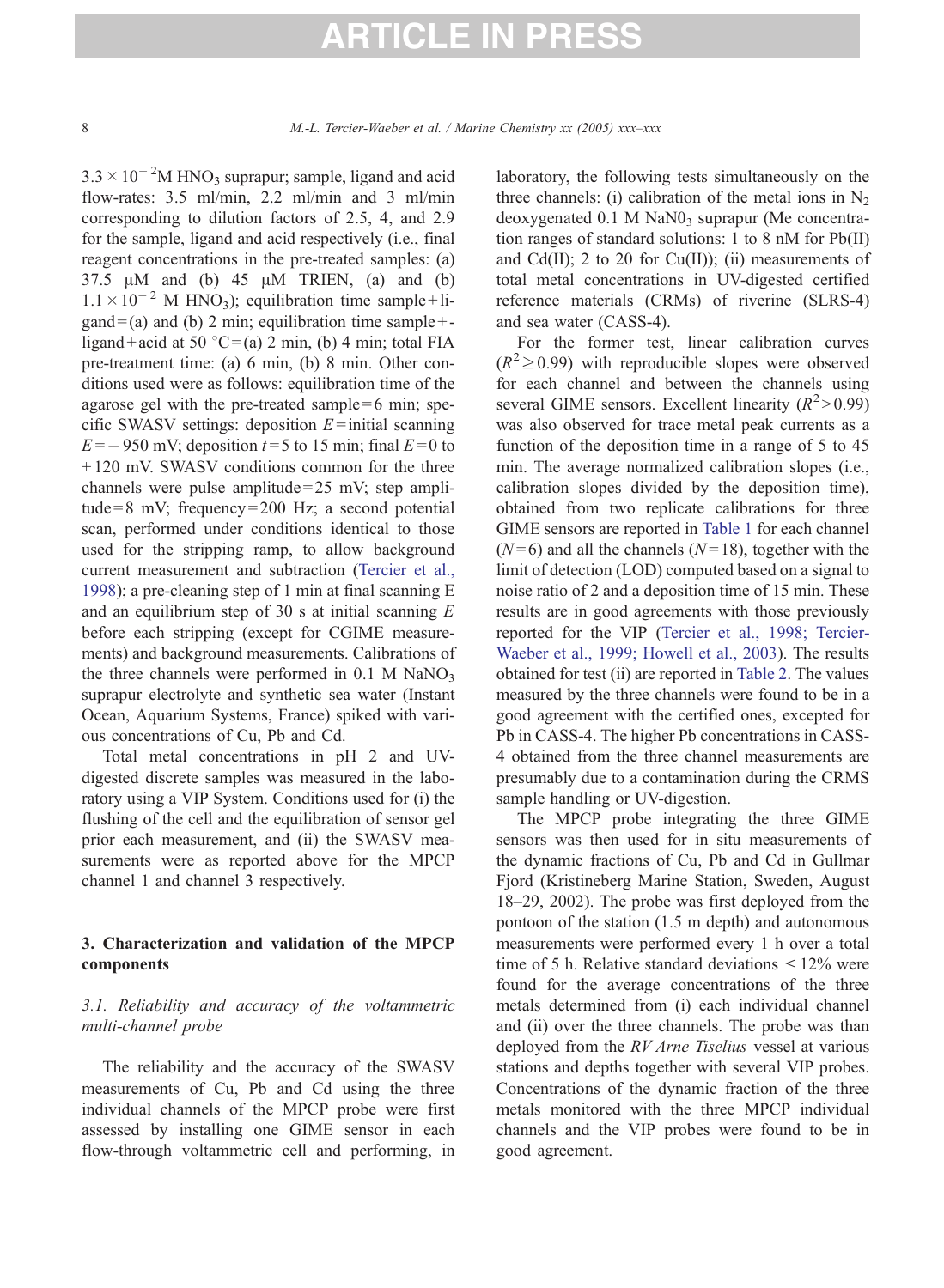$3.3 \times 10^{-2}$M $HNO_3$ suprapur; sample, ligand and acid flow-rates: 3.5 ml/min, 2.2 ml/min and 3 ml/min corresponding to dilution factors of 2.5, 4, and 2.9 for the sample, ligand and acid respectively (i.e., final reagent concentrations in the pre-treated samples: (a) 37.5 μM and (b) 45 μM TRIEN, (a) and (b) $1.1 \times 10^{-2}$ M $HNO_3$); equilibration time sample + ligand = (a) and (b) 2 min; equilibration time sample + ligand + acid at 50 °C = (a) 2 min, (b) 4 min; total FIA pre-treatment time: (a) 6 min, (b) 8 min. Other conditions used were as follows: equilibration time of the agarose gel with the pre-treated sample = 6 min; specific SWASV settings: deposition $E$ = initial scanning $E = -950$ mV; deposition $t$ = 5 to 15 min; final $E$ = 0 to + 120 mV. SWASV conditions common for the three channels were pulse amplitude = 25 mV; step amplitude = 8 mV; frequency = 200 Hz; a second potential scan, performed under conditions identical to those used for the stripping ramp, to allow background current measurement and subtraction (Tercier et al., 1998); a pre-cleaning step of 1 min at final scanning E and an equilibrium step of 30 s at initial scanning $E$ before each stripping (except for CGIME measurements) and background measurements. Calibrations of the three channels were performed in 0.1 M $NaNO_3$ suprapur electrolyte and synthetic sea water (Instant Ocean, Aquarium Systems, France) spiked with various concentrations of Cu, Pb and Cd.

Total metal concentrations in pH 2 and UV-digested discrete samples was measured in the laboratory using a VIP System. Conditions used for (i) the flushing of the cell and the equilibration of sensor gel prior each measurement, and (ii) the SWASV measurements were as reported above for the MPCP channel 1 and channel 3 respectively.

## 3. Characterization and validation of the MPCP components

### *3.1. Reliability and accuracy of the voltammetric multi-channel probe*

The reliability and the accuracy of the SWASV measurements of Cu, Pb and Cd using the three individual channels of the MPCP probe were first assessed by installing one GIME sensor in each flow-through voltammetric cell and performing, in laboratory, the following tests simultaneously on the three channels: (i) calibration of the metal ions in $N_2$ deoxygenated 0.1 M $NaN0_3$ suprapur (Me concentration ranges of standard solutions: 1 to 8 nM for Pb(II) and Cd(II); 2 to 20 for Cu(II)); (ii) measurements of total metal concentrations in UV-digested certified reference materials (CRMs) of riverine (SLRS-4) and sea water (CASS-4).

For the former test, linear calibration curves ($R^2 \geq 0.99$) with reproducible slopes were observed for each channel and between the channels using several GIME sensors. Excellent linearity ($R^2 > 0.99$) was also observed for trace metal peak currents as a function of the deposition time in a range of 5 to 45 min. The average normalized calibration slopes (i.e., calibration slopes divided by the deposition time), obtained from two replicate calibrations for three GIME sensors are reported in Table 1 for each channel ($N = 6$) and all the channels ($N = 18$), together with the limit of detection (LOD) computed based on a signal to noise ratio of 2 and a deposition time of 15 min. These results are in good agreements with those previously reported for the VIP (Tercier et al., 1998; Tercier-Waeber et al., 1999; Howell et al., 2003). The results obtained for test (ii) are reported in Table 2. The values measured by the three channels were found to be in a good agreement with the certified ones, excepted for Pb in CASS-4. The higher Pb concentrations in CASS-4 obtained from the three channel measurements are presumably due to a contamination during the CRMS sample handling or UV-digestion.

The MPCP probe integrating the three GIME sensors was then used for in situ measurements of the dynamic fractions of Cu, Pb and Cd in Gullmar Fjord (Kristineberg Marine Station, Sweden, August 18–29, 2002). The probe was first deployed from the pontoon of the station (1.5 m depth) and autonomous measurements were performed every 1 h over a total time of 5 h. Relative standard deviations ≤ 12% were found for the average concentrations of the three metals determined from (i) each individual channel and (ii) over the three channels. The probe was than deployed from the *RV Arne Tiselius* vessel at various stations and depths together with several VIP probes. Concentrations of the dynamic fraction of the three metals monitored with the three MPCP individual channels and the VIP probes were found to be in good agreement.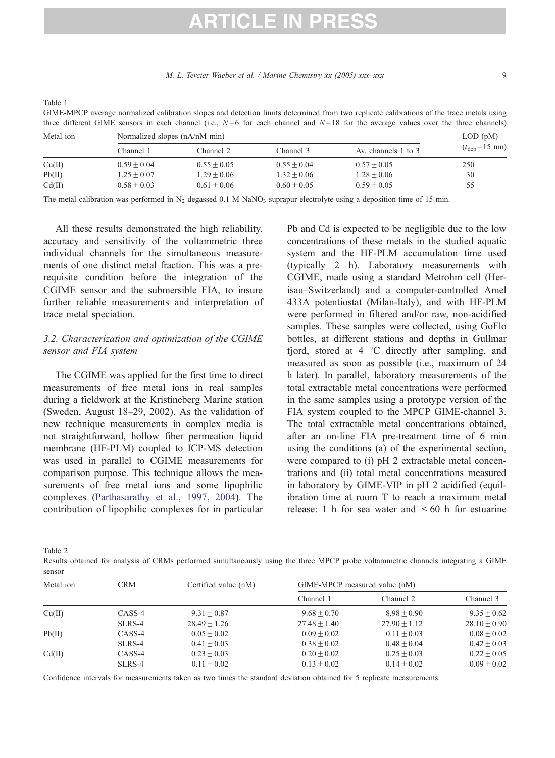Table 1
GIME-MPCP average normalized calibration slopes and detection limits determined from two replicate calibrations of the trace metals using three different GIME sensors in each channel (i.e., $N=6$ for each channel and $N=18$ for the average values over the three channels)

| Metal ion | Normalized slopes (nA/nM min) | | | | LOD (pM) |
|---|---|---|---|---|---|
| | Channel 1 | Channel 2 | Channel 3 | Av. channels 1 to 3 | ($t_{dep}=15$ mn) |
| Cu(II) | $0.59 \pm 0.04$ | $0.55 \pm 0.05$ | $0.55 \pm 0.04$ | $0.57 \pm 0.05$ | 250 |
| Pb(II) | $1.25 \pm 0.07$ | $1.29 \pm 0.06$ | $1.32 \pm 0.06$ | $1.28 \pm 0.06$ | 30 |
| Cd(II) | $0.58 \pm 0.03$ | $0.61 \pm 0.06$ | $0.60 \pm 0.05$ | $0.59 \pm 0.05$ | 55 |

The metal calibration was performed in $N_2$ degassed 0.1 M $NaNO_3$ suprapur electrolyte using a deposition time of 15 min.

All these results demonstrated the high reliability, accuracy and sensitivity of the voltammetric three individual channels for the simultaneous measurements of one distinct metal fraction. This was a prerequisite condition before the integration of the CGIME sensor and the submersible FIA, to insure further reliable measurements and interpretation of trace metal speciation.

### 3.2. Characterization and optimization of the CGIME sensor and FIA system

The CGIME was applied for the first time to direct measurements of free metal ions in real samples during a fieldwork at the Kristineberg Marine station (Sweden, August 18–29, 2002). As the validation of new technique measurements in complex media is not straightforward, hollow fiber permeation liquid membrane (HF-PLM) coupled to ICP-MS detection was used in parallel to CGIME measurements for comparison purpose. This technique allows the measurements of free metal ions and some lipophilic complexes (Parthasarathy et al., 1997, 2004). The contribution of lipophilic complexes for in particular Pb and Cd is expected to be negligible due to the low concentrations of these metals in the studied aquatic system and the HF-PLM accumulation time used (typically 2 h). Laboratory measurements with CGIME, made using a standard Metrohm cell (Herisau–Switzerland) and a computer-controlled Amel 433A potentiostat (Milan-Italy), and with HF-PLM were performed in filtered and/or raw, non-acidified samples. These samples were collected, using GoFlo bottles, at different stations and depths in Gullmar fjord, stored at 4 °C directly after sampling, and measured as soon as possible (i.e., maximum of 24 h later). In parallel, laboratory measurements of the total extractable metal concentrations were performed in the same samples using a prototype version of the FIA system coupled to the MPCP GIME-channel 3. The total extractable metal concentrations obtained, after an on-line FIA pre-treatment time of 6 min using the conditions (a) of the experimental section, were compared to (i) pH 2 extractable metal concentrations and (ii) total metal concentrations measured in laboratory by GIME-VIP in pH 2 acidified (equilibration time at room T to reach a maximum metal release: 1 h for sea water and ≤ 60 h for estuarine

Table 2
Results obtained for analysis of CRMs performed simultaneously using the three MPCP probe voltammetric channels integrating a GIME sensor

| Metal ion | CRM | Certified value (nM) | GIME-MPCP measured value (nM) | | |
|---|---|---|---|---|---|
| | | | Channel 1 | Channel 2 | Channel 3 |
| Cu(II) | CASS-4 | $9.31 \pm 0.87$ | $9.68 \pm 0.70$ | $8.98 \pm 0.90$ | $9.35 \pm 0.62$ |
| | SLRS-4 | $28.49 \pm 1.26$ | $27.48 \pm 1.40$ | $27.90 \pm 1.12$ | $28.10 \pm 0.90$ |
| Pb(II) | CASS-4 | $0.05 \pm 0.02$ | $0.09 \pm 0.02$ | $0.11 \pm 0.03$ | $0.08 \pm 0.02$ |
| | SLRS-4 | $0.41 \pm 0.03$ | $0.38 \pm 0.02$ | $0.48 \pm 0.04$ | $0.42 \pm 0.03$ |
| Cd(II) | CASS-4 | $0.23 \pm 0.03$ | $0.20 \pm 0.02$ | $0.25 \pm 0.03$ | $0.22 \pm 0.05$ |
| | SLRS-4 | $0.11 \pm 0.02$ | $0.13 \pm 0.02$ | $0.14 \pm 0.02$ | $0.09 \pm 0.02$ |

Confidence intervals for measurements taken as two times the standard deviation obtained for 5 replicate measurements.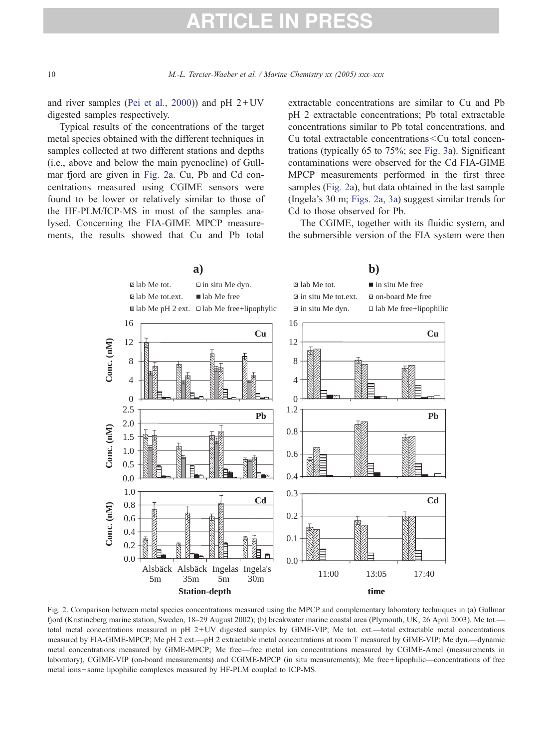and river samples (Pei et al., 2000)) and pH 2+UV digested samples respectively.

Typical results of the concentrations of the target metal species obtained with the different techniques in samples collected at two different stations and depths (i.e., above and below the main pycnocline) of Gullmar fjord are given in Fig. 2a. Cu, Pb and Cd concentrations measured using CGIME sensors were found to be lower or relatively similar to those of the HF-PLM/ICP-MS in most of the samples analysed. Concerning the FIA-GIME MPCP measurements, the results showed that Cu and Pb total extractable concentrations are similar to Cu and Pb pH 2 extractable concentrations; Pb total extractable concentrations similar to Pb total concentrations, and Cu total extractable concentrations < Cu total concentrations (typically 65 to 75%; see Fig. 3a). Significant contaminations were observed for the Cd FIA-GIME MPCP measurements performed in the first three samples (Fig. 2a), but data obtained in the last sample (Ingela's 30 m; Figs. 2a, 3a) suggest similar trends for Cd to those observed for Pb.

The CGIME, together with its fluidic system, and the submersible version of the FIA system were then

Fig. 2. Comparison between metal species concentrations measured using the MPCP and complementary laboratory techniques in (a) Gullmar fjord (Kristineberg marine station, Sweden, 18–29 August 2002); (b) breakwater marine coastal area (Plymouth, UK, 26 April 2003). Me tot.—total metal concentrations measured in pH 2+UV digested samples by GIME-VIP; Me tot. ext.—total extractable metal concentrations measured by FIA-GIME-MPCP; Me pH 2 ext.—pH 2 extractable metal concentrations at room T measured by GIME-VIP; Me dyn.—dynamic metal concentrations measured by GIME-MPCP; Me free—free metal ion concentrations measured by CGIME-Amel (measurements in laboratory), CGIME-VIP (on-board measurements) and CGIME-MPCP (in situ measurements); Me free+lipophilic—concentrations of free metal ions+some lipophilic complexes measured by HF-PLM coupled to ICP-MS.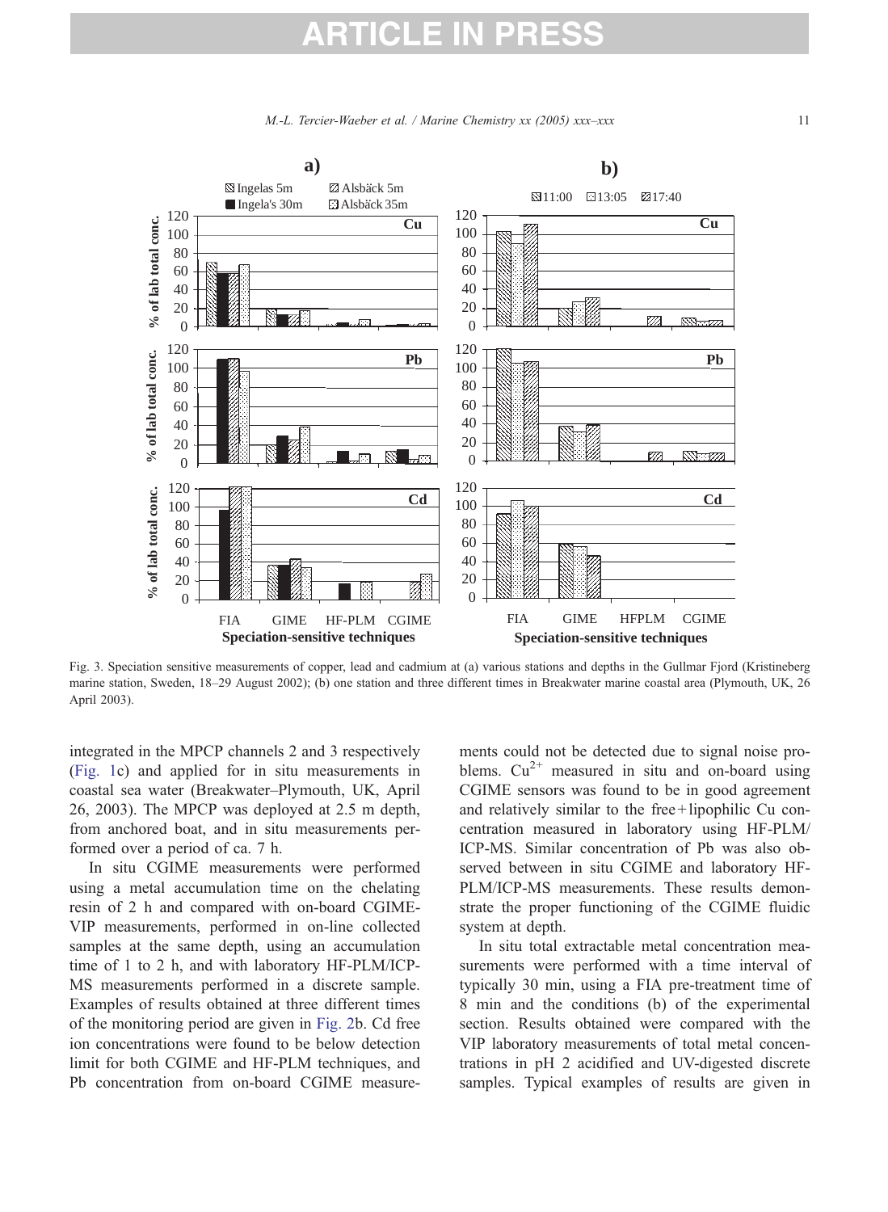Fig. 3. Speciation sensitive measurements of copper, lead and cadmium at (a) various stations and depths in the Gullmar Fjord (Kristineberg marine station, Sweden, 18–29 August 2002); (b) one station and three different times in Breakwater marine coastal area (Plymouth, UK, 26 April 2003).

integrated in the MPCP channels 2 and 3 respectively (Fig. 1c) and applied for in situ measurements in coastal sea water (Breakwater–Plymouth, UK, April 26, 2003). The MPCP was deployed at 2.5 m depth, from anchored boat, and in situ measurements performed over a period of ca. 7 h.

In situ CGIME measurements were performed using a metal accumulation time on the chelating resin of 2 h and compared with on-board CGIME-VIP measurements, performed in on-line collected samples at the same depth, using an accumulation time of 1 to 2 h, and with laboratory HF-PLM/ICP-MS measurements performed in a discrete sample. Examples of results obtained at three different times of the monitoring period are given in Fig. 2b. Cd free ion concentrations were found to be below detection limit for both CGIME and HF-PLM techniques, and Pb concentration from on-board CGIME measurements could not be detected due to signal noise problems. $Cu^{2+}$ measured in situ and on-board using CGIME sensors was found to be in good agreement and relatively similar to the free+lipophilic Cu concentration measured in laboratory using HF-PLM/ICP-MS. Similar concentration of Pb was also observed between in situ CGIME and laboratory HF-PLM/ICP-MS measurements. These results demonstrate the proper functioning of the CGIME fluidic system at depth.

In situ total extractable metal concentration measurements were performed with a time interval of typically 30 min, using a FIA pre-treatment time of 8 min and the conditions (b) of the experimental section. Results obtained were compared with the VIP laboratory measurements of total metal concentrations in pH 2 acidified and UV-digested discrete samples. Typical examples of results are given in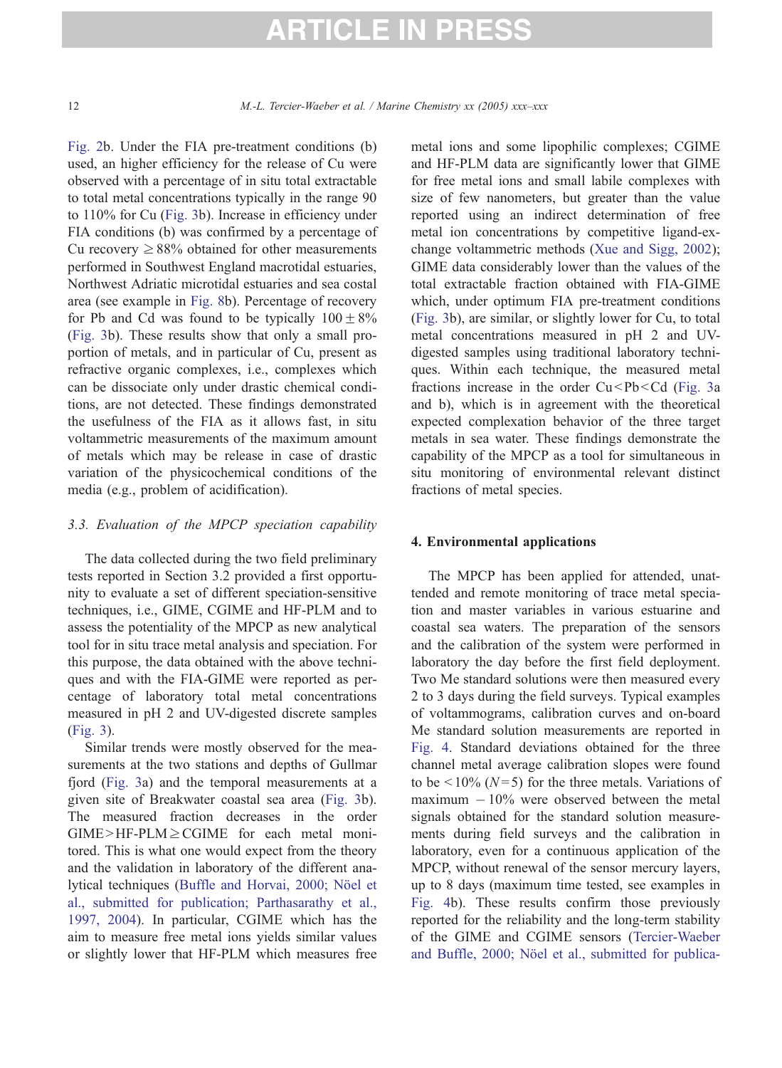Fig. 2b. Under the FIA pre-treatment conditions (b) used, an higher efficiency for the release of Cu were observed with a percentage of in situ total extractable to total metal concentrations typically in the range 90 to 110% for Cu (Fig. 3b). Increase in efficiency under FIA conditions (b) was confirmed by a percentage of Cu recovery ≥ 88% obtained for other measurements performed in Southwest England macrotidal estuaries, Northwest Adriatic microtidal estuaries and sea costal area (see example in Fig. 8b). Percentage of recovery for Pb and Cd was found to be typically 100 ± 8% (Fig. 3b). These results show that only a small proportion of metals, and in particular of Cu, present as refractive organic complexes, i.e., complexes which can be dissociate only under drastic chemical conditions, are not detected. These findings demonstrated the usefulness of the FIA as it allows fast, in situ voltammetric measurements of the maximum amount of metals which may be release in case of drastic variation of the physicochemical conditions of the media (e.g., problem of acidification).

### 3.3. Evaluation of the MPCP speciation capability

The data collected during the two field preliminary tests reported in Section 3.2 provided a first opportunity to evaluate a set of different speciation-sensitive techniques, i.e., GIME, CGIME and HF-PLM and to assess the potentiality of the MPCP as new analytical tool for in situ trace metal analysis and speciation. For this purpose, the data obtained with the above techniques and with the FIA-GIME were reported as percentage of laboratory total metal concentrations measured in pH 2 and UV-digested discrete samples (Fig. 3).

Similar trends were mostly observed for the measurements at the two stations and depths of Gullmar fjord (Fig. 3a) and the temporal measurements at a given site of Breakwater coastal sea area (Fig. 3b). The measured fraction decreases in the order GIME > HF-PLM ≥ CGIME for each metal monitored. This is what one would expect from the theory and the validation in laboratory of the different analytical techniques (Buffle and Horvai, 2000; Nöel et al., submitted for publication; Parthasarathy et al., 1997, 2004). In particular, CGIME which has the aim to measure free metal ions yields similar values or slightly lower that HF-PLM which measures free metal ions and some lipophilic complexes; CGIME and HF-PLM data are significantly lower that GIME for free metal ions and small labile complexes with size of few nanometers, but greater than the value reported using an indirect determination of free metal ion concentrations by competitive ligand-exchange voltammetric methods (Xue and Sigg, 2002); GIME data considerably lower than the values of the total extractable fraction obtained with FIA-GIME which, under optimum FIA pre-treatment conditions (Fig. 3b), are similar, or slightly lower for Cu, to total metal concentrations measured in pH 2 and UV-digested samples using traditional laboratory techniques. Within each technique, the measured metal fractions increase in the order Cu < Pb < Cd (Fig. 3a and b), which is in agreement with the theoretical expected complexation behavior of the three target metals in sea water. These findings demonstrate the capability of the MPCP as a tool for simultaneous in situ monitoring of environmental relevant distinct fractions of metal species.

## 4. Environmental applications

The MPCP has been applied for attended, unattended and remote monitoring of trace metal speciation and master variables in various estuarine and coastal sea waters. The preparation of the sensors and the calibration of the system were performed in laboratory the day before the first field deployment. Two Me standard solutions were then measured every 2 to 3 days during the field surveys. Typical examples of voltammograms, calibration curves and on-board Me standard solution measurements are reported in Fig. 4. Standard deviations obtained for the three channel metal average calibration slopes were found to be < 10% ($N = 5$) for the three metals. Variations of maximum − 10% were observed between the metal signals obtained for the standard solution measurements during field surveys and the calibration in laboratory, even for a continuous application of the MPCP, without renewal of the sensor mercury layers, up to 8 days (maximum time tested, see examples in Fig. 4b). These results confirm those previously reported for the reliability and the long-term stability of the GIME and CGIME sensors (Tercier-Waeber and Buffle, 2000; Nöel et al., submitted for publica-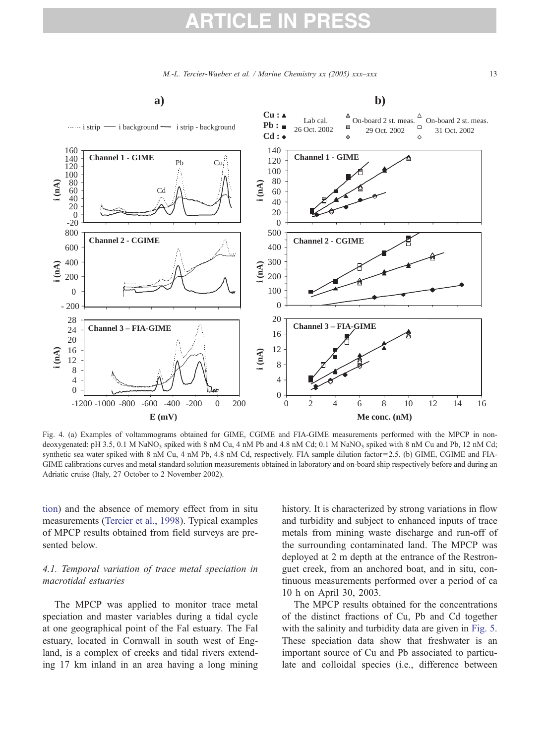Fig. 4. (a) Examples of voltammograms obtained for GIME, CGIME and FIA-GIME measurements performed with the MPCP in non-deoxygenated: pH 3.5, 0.1 M $NaNO_3$ spiked with 8 nM Cu, 4 nM Pb and 4.8 nM Cd; 0.1 M $NaNO_3$ spiked with 8 nM Cu and Pb, 12 nM Cd; synthetic sea water spiked with 8 nM Cu, 4 nM Pb, 4.8 nM Cd, respectively. FIA sample dilution factor = 2.5. (b) GIME, CGIME and FIA-GIME calibrations curves and metal standard solution measurements obtained in laboratory and on-board ship respectively before and during an Adriatic cruise (Italy, 27 October to 2 November 2002).

tion) and the absence of memory effect from in situ measurements (Tercier et al., 1998). Typical examples of MPCP results obtained from field surveys are presented below.

### 4.1. Temporal variation of trace metal speciation in macrotidal estuaries

The MPCP was applied to monitor trace metal speciation and master variables during a tidal cycle at one geographical point of the Fal estuary. The Fal estuary, located in Cornwall in south west of England, is a complex of creeks and tidal rivers extending 17 km inland in an area having a long mining history. It is characterized by strong variations in flow and turbidity and subject to enhanced inputs of trace metals from mining waste discharge and run-off of the surrounding contaminated land. The MPCP was deployed at 2 m depth at the entrance of the Restronguet creek, from an anchored boat, and in situ, continuous measurements performed over a period of ca 10 h on April 30, 2003.

The MPCP results obtained for the concentrations of the distinct fractions of Cu, Pb and Cd together with the salinity and turbidity data are given in Fig. 5. These speciation data show that freshwater is an important source of Cu and Pb associated to particulate and colloidal species (i.e., difference between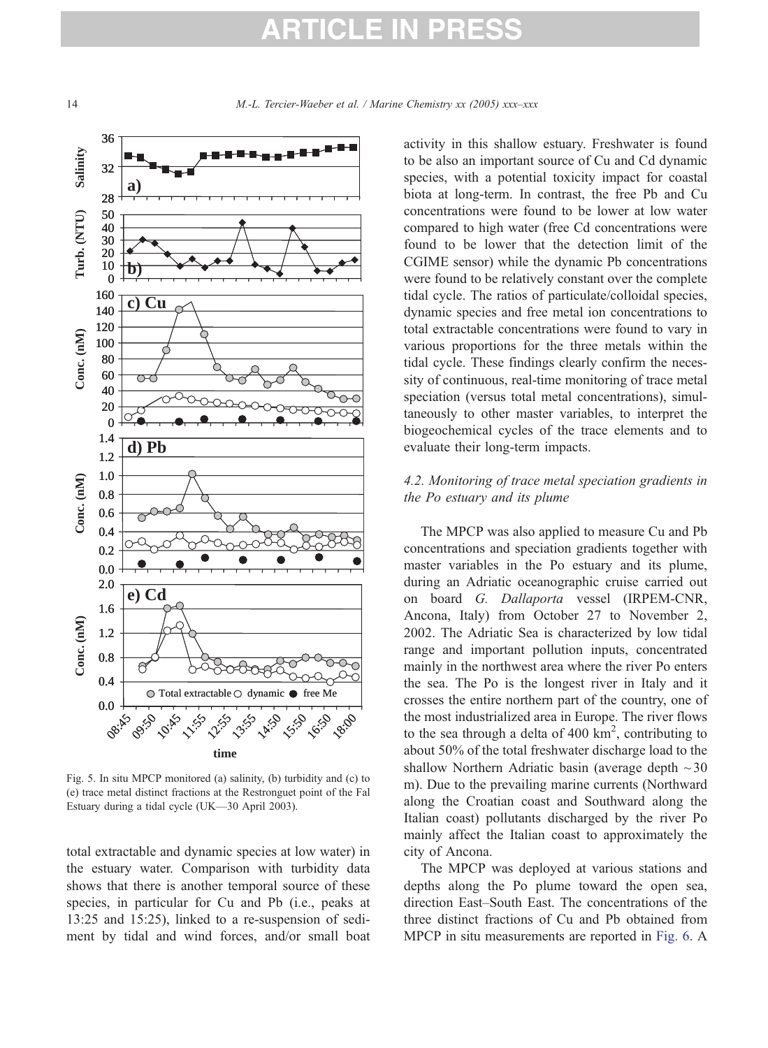36

32

28

Salinity

a)

50

40

30

20

10

0

Turb. (NTU)

b)

160

140

120

100

80

60

40

20

0

Conc. (nM)

c) Cu

1.4

1.2

1.0

0.8

0.6

0.4

0.2

0.0

Conc. (nM)

d) Pb

2.0

1.6

1.2

0.8

0.4

0.0

Conc. (nM)

e) Cd

Total extractable dynamic free Me

08:45 09:50 10:45 11:55 12:55 13:55 14:50 15:50 16:50 18:00

time

Fig. 5. In situ MPCP monitored (a) salinity, (b) turbidity and (c) to (e) trace metal distinct fractions at the Restronguet point of the Fal Estuary during a tidal cycle (UK—30 April 2003).

total extractable and dynamic species at low water) in the estuary water. Comparison with turbidity data shows that there is another temporal source of these species, in particular for Cu and Pb (i.e., peaks at 13:25 and 15:25), linked to a re-suspension of sediment by tidal and wind forces, and/or small boat activity in this shallow estuary. Freshwater is found to be also an important source of Cu and Cd dynamic species, with a potential toxicity impact for coastal biota at long-term. In contrast, the free Pb and Cu concentrations were found to be lower at low water compared to high water (free Cd concentrations were found to be lower that the detection limit of the CGIME sensor) while the dynamic Pb concentrations were found to be relatively constant over the complete tidal cycle. The ratios of particulate/colloidal species, dynamic species and free metal ion concentrations to total extractable concentrations were found to vary in various proportions for the three metals within the tidal cycle. These findings clearly confirm the necessity of continuous, real-time monitoring of trace metal speciation (versus total metal concentrations), simultaneously to other master variables, to interpret the biogeochemical cycles of the trace elements and to evaluate their long-term impacts.

### *4.2. Monitoring of trace metal speciation gradients in the Po estuary and its plume*

The MPCP was also applied to measure Cu and Pb concentrations and speciation gradients together with master variables in the Po estuary and its plume, during an Adriatic oceanographic cruise carried out on board *G. Dallaporta* vessel (IRPEM-CNR, Ancona, Italy) from October 27 to November 2, 2002. The Adriatic Sea is characterized by low tidal range and important pollution inputs, concentrated mainly in the northwest area where the river Po enters the sea. The Po is the longest river in Italy and it crosses the entire northern part of the country, one of the most industrialized area in Europe. The river flows to the sea through a delta of 400 $km^2$, contributing to about 50% of the total freshwater discharge load to the shallow Northern Adriatic basin (average depth ~30 m). Due to the prevailing marine currents (Northward along the Croatian coast and Southward along the Italian coast) pollutants discharged by the river Po mainly affect the Italian coast to approximately the city of Ancona.

The MPCP was deployed at various stations and depths along the Po plume toward the open sea, direction East–South East. The concentrations of the three distinct fractions of Cu and Pb obtained from MPCP in situ measurements are reported in Fig. 6. A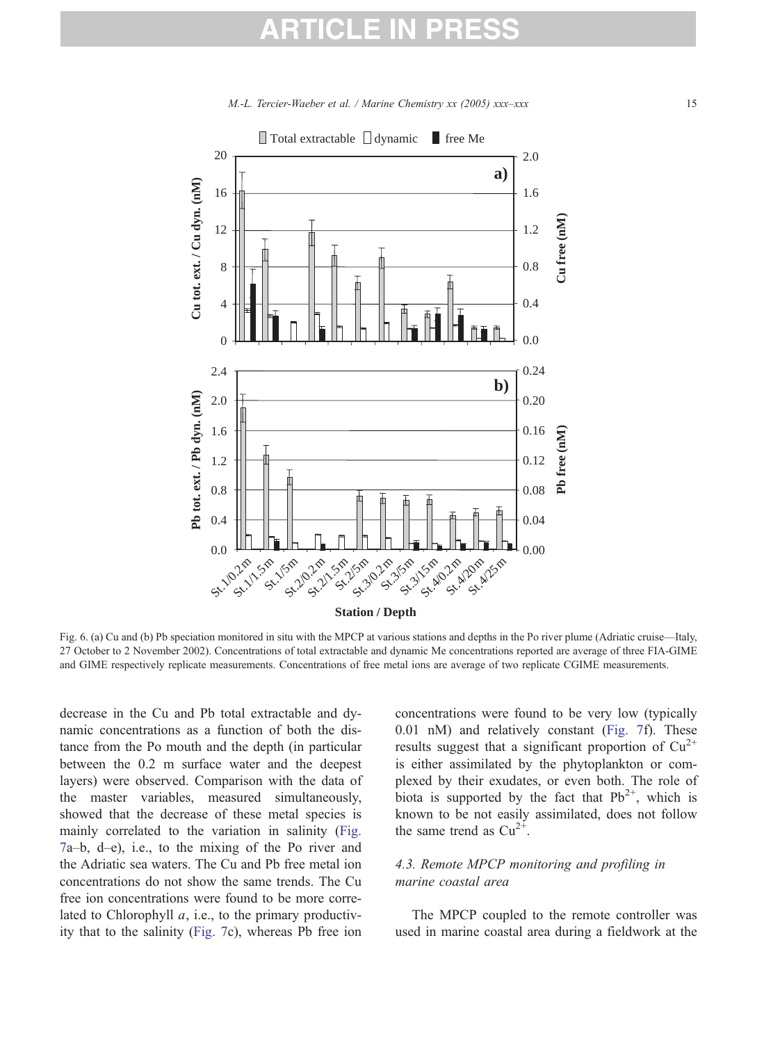Fig. 6. (a) Cu and (b) Pb speciation monitored in situ with the MPCP at various stations and depths in the Po river plume (Adriatic cruise—Italy, 27 October to 2 November 2002). Concentrations of total extractable and dynamic Me concentrations reported are average of three FIA-GIME and GIME respectively replicate measurements. Concentrations of free metal ions are average of two replicate CGIME measurements.

decrease in the Cu and Pb total extractable and dynamic concentrations as a function of both the distance from the Po mouth and the depth (in particular between the 0.2 m surface water and the deepest layers) were observed. Comparison with the data of the master variables, measured simultaneously, showed that the decrease of these metal species is mainly correlated to the variation in salinity (Fig. 7a–b, d–e), i.e., to the mixing of the Po river and the Adriatic sea waters. The Cu and Pb free metal ion concentrations do not show the same trends. The Cu free ion concentrations were found to be more correlated to Chlorophyll *a*, i.e., to the primary productivity that to the salinity (Fig. 7c), whereas Pb free ion concentrations were found to be very low (typically 0.01 nM) and relatively constant (Fig. 7f). These results suggest that a significant proportion of $Cu^{2+}$ is either assimilated by the phytoplankton or complexed by their exudates, or even both. The role of biota is supported by the fact that $Pb^{2+}$, which is known to be not easily assimilated, does not follow the same trend as $Cu^{2+}$.

### 4.3. Remote MPCP monitoring and profiling in marine coastal area

The MPCP coupled to the remote controller was used in marine coastal area during a fieldwork at the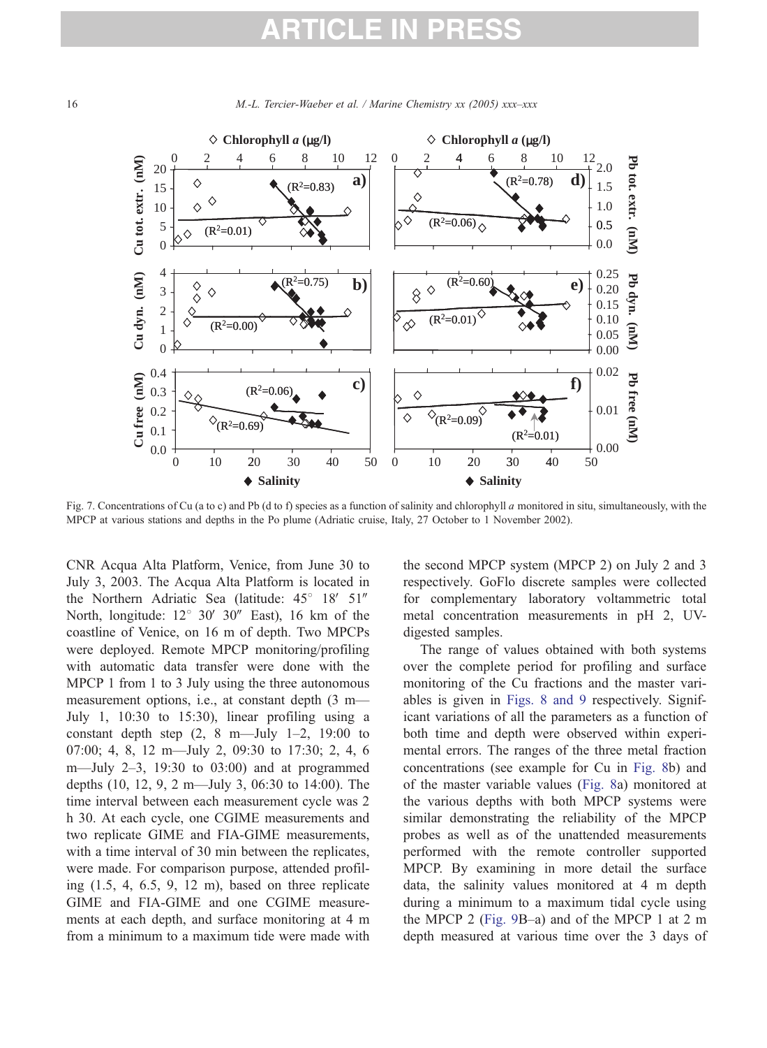Fig. 7. Concentrations of Cu (a to c) and Pb (d to f) species as a function of salinity and chlorophyll *a* monitored in situ, simultaneously, with the MPCP at various stations and depths in the Po plume (Adriatic cruise, Italy, 27 October to 1 November 2002).

CNR Acqua Alta Platform, Venice, from June 30 to July 3, 2003. The Acqua Alta Platform is located in the Northern Adriatic Sea (latitude: 45° 18′ 51″ North, longitude: 12° 30′ 30″ East), 16 km of the coastline of Venice, on 16 m of depth. Two MPCPs were deployed. Remote MPCP monitoring/profiling with automatic data transfer were done with the MPCP 1 from 1 to 3 July using the three autonomous measurement options, i.e., at constant depth (3 m—July 1, 10:30 to 15:30), linear profiling using a constant depth step (2, 8 m—July 1–2, 19:00 to 07:00; 4, 8, 12 m—July 2, 09:30 to 17:30; 2, 4, 6 m—July 2–3, 19:30 to 03:00) and at programmed depths (10, 12, 9, 2 m—July 3, 06:30 to 14:00). The time interval between each measurement cycle was 2 h 30. At each cycle, one CGIME measurements and two replicate GIME and FIA-GIME measurements, with a time interval of 30 min between the replicates, were made. For comparison purpose, attended profiling (1.5, 4, 6.5, 9, 12 m), based on three replicate GIME and FIA-GIME and one CGIME measurements at each depth, and surface monitoring at 4 m from a minimum to a maximum tide were made with the second MPCP system (MPCP 2) on July 2 and 3 respectively. GoFlo discrete samples were collected for complementary laboratory voltammetric total metal concentration measurements in pH 2, UV-digested samples.

The range of values obtained with both systems over the complete period for profiling and surface monitoring of the Cu fractions and the master variables is given in Figs. 8 and 9 respectively. Significant variations of all the parameters as a function of both time and depth were observed within experimental errors. The ranges of the three metal fraction concentrations (see example for Cu in Fig. 8b) and of the master variable values (Fig. 8a) monitored at the various depths with both MPCP systems were similar demonstrating the reliability of the MPCP probes as well as of the unattended measurements performed with the remote controller supported MPCP. By examining in more detail the surface data, the salinity values monitored at 4 m depth during a minimum to a maximum tidal cycle using the MPCP 2 (Fig. 9B–a) and of the MPCP 1 at 2 m depth measured at various time over the 3 days of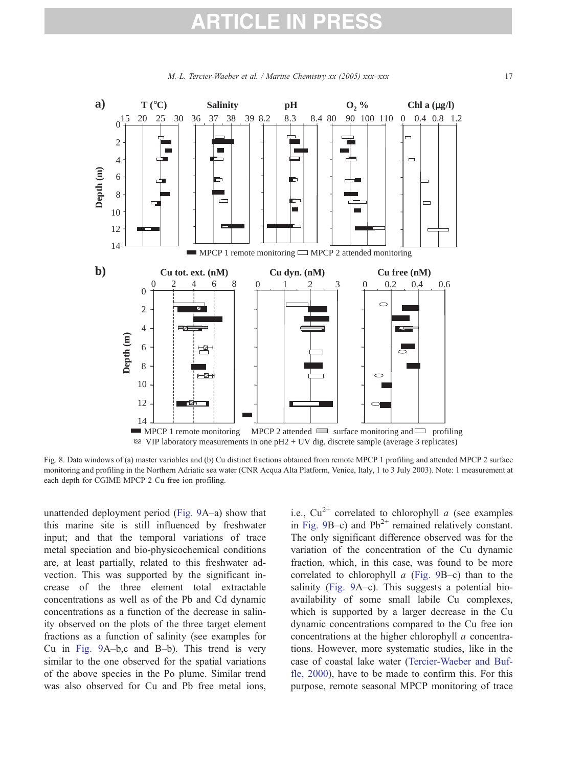Fig. 8. Data windows of (a) master variables and (b) Cu distinct fractions obtained from remote MPCP 1 profiling and attended MPCP 2 surface monitoring and profiling in the Northern Adriatic sea water (CNR Acqua Alta Platform, Venice, Italy, 1 to 3 July 2003). Note: 1 measurement at each depth for CGIME MPCP 2 Cu free ion profiling.

unattended deployment period (Fig. 9A–a) show that this marine site is still influenced by freshwater input; and that the temporal variations of trace metal speciation and bio-physicochemical conditions are, at least partially, related to this freshwater advection. This was supported by the significant increase of the three element total extractable concentrations as well as of the Pb and Cd dynamic concentrations as a function of the decrease in salinity observed on the plots of the three target element fractions as a function of salinity (see examples for Cu in Fig. 9A–b,c and B–b). This trend is very similar to the one observed for the spatial variations of the above species in the Po plume. Similar trend was also observed for Cu and Pb free metal ions, i.e., $Cu^{2+}$ correlated to chlorophyll *a* (see examples in Fig. 9B–c) and $Pb^{2+}$ remained relatively constant. The only significant difference observed was for the variation of the concentration of the Cu dynamic fraction, which, in this case, was found to be more correlated to chlorophyll *a* (Fig. 9B–c) than to the salinity (Fig. 9A–c). This suggests a potential bioavailability of some small labile Cu complexes, which is supported by a larger decrease in the Cu dynamic concentrations compared to the Cu free ion concentrations at the higher chlorophyll *a* concentrations. However, more systematic studies, like in the case of coastal lake water (Tercier-Waeber and Buffle, 2000), have to be made to confirm this. For this purpose, remote seasonal MPCP monitoring of trace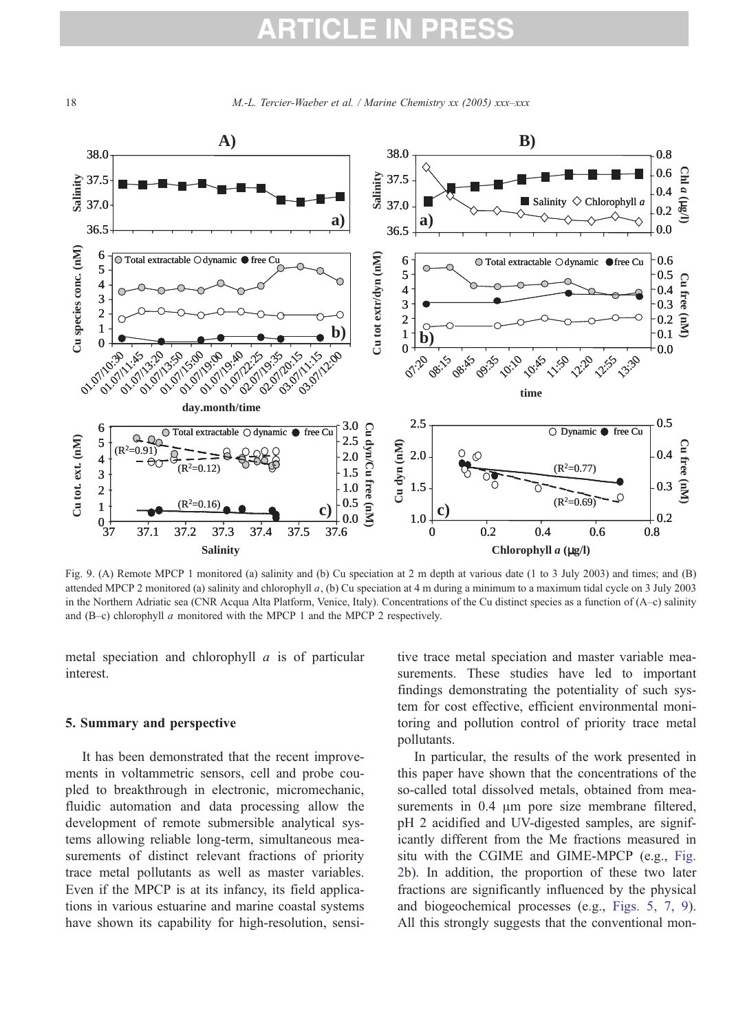Fig. 9. (A) Remote MPCP 1 monitored (a) salinity and (b) Cu speciation at 2 m depth at various date (1 to 3 July 2003) and times; and (B) attended MPCP 2 monitored (a) salinity and chlorophyll *a*, (b) Cu speciation at 4 m during a minimum to a maximum tidal cycle on 3 July 2003 in the Northern Adriatic sea (CNR Acqua Alta Platform, Venice, Italy). Concentrations of the Cu distinct species as a function of (A–c) salinity and (B–c) chlorophyll *a* monitored with the MPCP 1 and the MPCP 2 respectively.

metal speciation and chlorophyll *a* is of particular interest.

## 5. Summary and perspective

It has been demonstrated that the recent improvements in voltammetric sensors, cell and probe coupled to breakthrough in electronic, micromechanic, fluidic automation and data processing allow the development of remote submersible analytical systems allowing reliable long-term, simultaneous measurements of distinct relevant fractions of priority trace metal pollutants as well as master variables. Even if the MPCP is at its infancy, its field applications in various estuarine and marine coastal systems have shown its capability for high-resolution, sensitive trace metal speciation and master variable measurements. These studies have led to important findings demonstrating the potentiality of such system for cost effective, efficient environmental monitoring and pollution control of priority trace metal pollutants.

In particular, the results of the work presented in this paper have shown that the concentrations of the so-called total dissolved metals, obtained from measurements in 0.4 μm pore size membrane filtered, pH 2 acidified and UV-digested samples, are significantly different from the Me fractions measured in situ with the CGIME and GIME-MPCP (e.g., Fig. 2b). In addition, the proportion of these two later fractions are significantly influenced by the physical and biogeochemical processes (e.g., Figs. 5, 7, 9). All this strongly suggests that the conventional mon-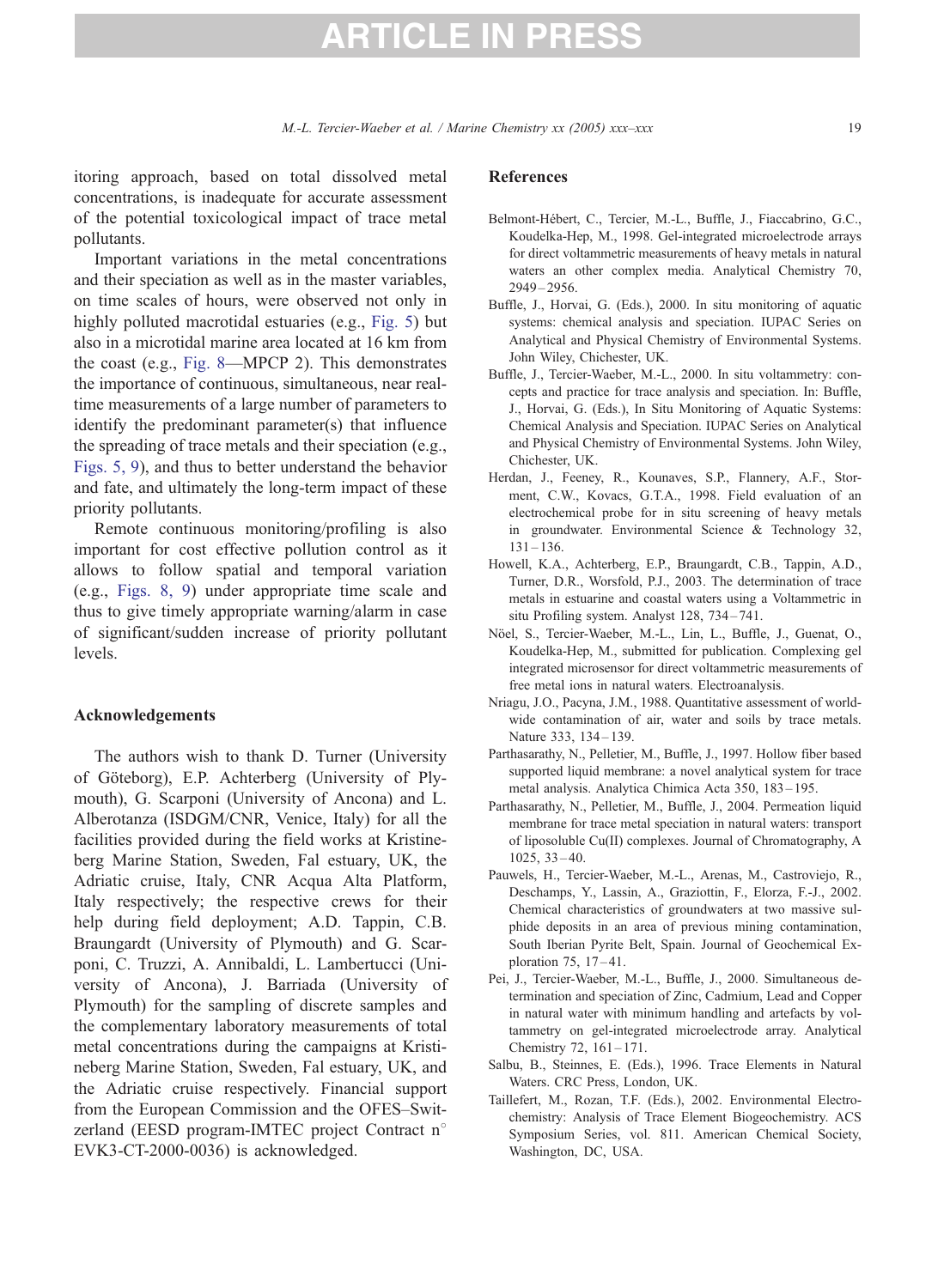itoring approach, based on total dissolved metal concentrations, is inadequate for accurate assessment of the potential toxicological impact of trace metal pollutants.

Important variations in the metal concentrations and their speciation as well as in the master variables, on time scales of hours, were observed not only in highly polluted macrotidal estuaries (e.g., Fig. 5) but also in a microtidal marine area located at 16 km from the coast (e.g., Fig. 8—MPCP 2). This demonstrates the importance of continuous, simultaneous, near real-time measurements of a large number of parameters to identify the predominant parameter(s) that influence the spreading of trace metals and their speciation (e.g., Figs. 5, 9), and thus to better understand the behavior and fate, and ultimately the long-term impact of these priority pollutants.

Remote continuous monitoring/profiling is also important for cost effective pollution control as it allows to follow spatial and temporal variation (e.g., Figs. 8, 9) under appropriate time scale and thus to give timely appropriate warning/alarm in case of significant/sudden increase of priority pollutant levels.

## Acknowledgements

The authors wish to thank D. Turner (University of Göteborg), E.P. Achterberg (University of Plymouth), G. Scarponi (University of Ancona) and L. Alberotanza (ISDGM/CNR, Venice, Italy) for all the facilities provided during the field works at Kristineberg Marine Station, Sweden, Fal estuary, UK, the Adriatic cruise, Italy, CNR Acqua Alta Platform, Italy respectively; the respective crews for their help during field deployment; A.D. Tappin, C.B. Braungardt (University of Plymouth) and G. Scarponi, C. Truzzi, A. Annibaldi, L. Lambertucci (University of Ancona), J. Barriada (University of Plymouth) for the sampling of discrete samples and the complementary laboratory measurements of total metal concentrations during the campaigns at Kristineberg Marine Station, Sweden, Fal estuary, UK, and the Adriatic cruise respectively. Financial support from the European Commission and the OFES–Switzerland (EESD program-IMTEC project Contract n° EVK3-CT-2000-0036) is acknowledged.

## References

Belmont-Hébert, C., Tercier, M.-L., Buffle, J., Fiaccabrino, G.C., Koudelka-Hep, M., 1998. Gel-integrated microelectrode arrays for direct voltammetric measurements of heavy metals in natural waters an other complex media. Analytical Chemistry 70, 2949–2956.

Buffle, J., Horvai, G. (Eds.), 2000. In situ monitoring of aquatic systems: chemical analysis and speciation. IUPAC Series on Analytical and Physical Chemistry of Environmental Systems. John Wiley, Chichester, UK.

Buffle, J., Tercier-Waeber, M.-L., 2000. In situ voltammetry: concepts and practice for trace analysis and speciation. In: Buffle, J., Horvai, G. (Eds.), In Situ Monitoring of Aquatic Systems: Chemical Analysis and Speciation. IUPAC Series on Analytical and Physical Chemistry of Environmental Systems. John Wiley, Chichester, UK.

Herdan, J., Feeney, R., Kounaves, S.P., Flannery, A.F., Storment, C.W., Kovacs, G.T.A., 1998. Field evaluation of an electrochemical probe for in situ screening of heavy metals in groundwater. Environmental Science & Technology 32, 131–136.

Howell, K.A., Achterberg, E.P., Braungardt, C.B., Tappin, A.D., Turner, D.R., Worsfold, P.J., 2003. The determination of trace metals in estuarine and coastal waters using a Voltammetric in situ Profiling system. Analyst 128, 734–741.

Nöel, S., Tercier-Waeber, M.-L., Lin, L., Buffle, J., Guenat, O., Koudelka-Hep, M., submitted for publication. Complexing gel integrated microsensor for direct voltammetric measurements of free metal ions in natural waters. Electroanalysis.

Nriagu, J.O., Pacyna, J.M., 1988. Quantitative assessment of worldwide contamination of air, water and soils by trace metals. Nature 333, 134–139.

Parthasarathy, N., Pelletier, M., Buffle, J., 1997. Hollow fiber based supported liquid membrane: a novel analytical system for trace metal analysis. Analytica Chimica Acta 350, 183–195.

Parthasarathy, N., Pelletier, M., Buffle, J., 2004. Permeation liquid membrane for trace metal speciation in natural waters: transport of liposoluble Cu(II) complexes. Journal of Chromatography, A 1025, 33–40.

Pauwels, H., Tercier-Waeber, M.-L., Arenas, M., Castroviejo, R., Deschamps, Y., Lassin, A., Graziottin, F., Elorza, F.-J., 2002. Chemical characteristics of groundwaters at two massive sulphide deposits in an area of previous mining contamination, South Iberian Pyrite Belt, Spain. Journal of Geochemical Exploration 75, 17–41.

Pei, J., Tercier-Waeber, M.-L., Buffle, J., 2000. Simultaneous determination and speciation of Zinc, Cadmium, Lead and Copper in natural water with minimum handling and artefacts by voltammetry on gel-integrated microelectrode array. Analytical Chemistry 72, 161–171.

Salbu, B., Steinnes, E. (Eds.), 1996. Trace Elements in Natural Waters. CRC Press, London, UK.

Taillefert, M., Rozan, T.F. (Eds.), 2002. Environmental Electrochemistry: Analysis of Trace Element Biogeochemistry. ACS Symposium Series, vol. 811. American Chemical Society, Washington, DC, USA.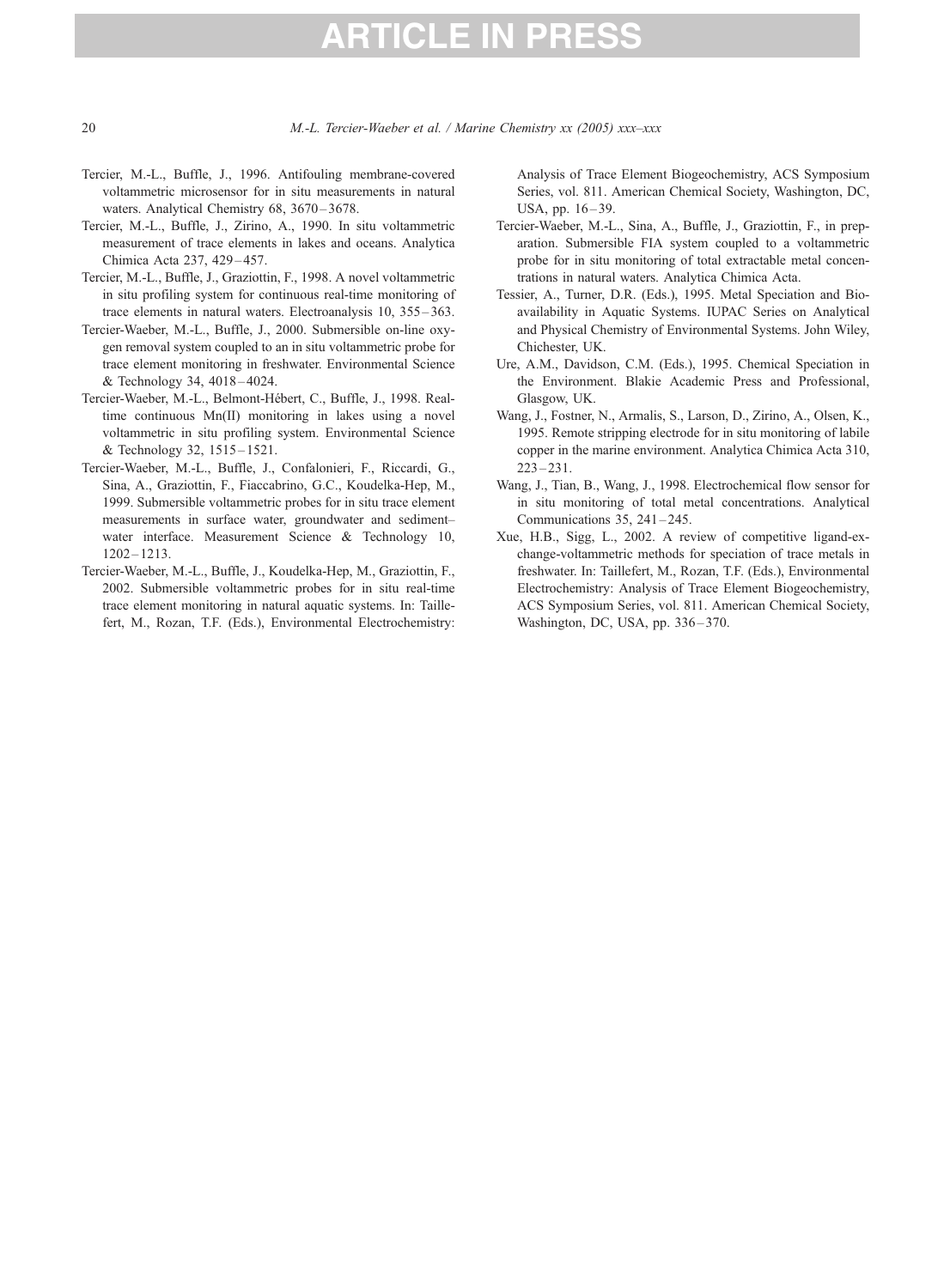Tercier, M.-L., Buffle, J., 1996. Antifouling membrane-covered voltammetric microsensor for in situ measurements in natural waters. Analytical Chemistry 68, 3670–3678.

Tercier, M.-L., Buffle, J., Zirino, A., 1990. In situ voltammetric measurement of trace elements in lakes and oceans. Analytica Chimica Acta 237, 429–457.

Tercier, M.-L., Buffle, J., Graziottin, F., 1998. A novel voltammetric in situ profiling system for continuous real-time monitoring of trace elements in natural waters. Electroanalysis 10, 355–363.

Tercier-Waeber, M.-L., Buffle, J., 2000. Submersible on-line oxygen removal system coupled to an in situ voltammetric probe for trace element monitoring in freshwater. Environmental Science & Technology 34, 4018–4024.

Tercier-Waeber, M.-L., Belmont-Hébert, C., Buffle, J., 1998. Real-time continuous Mn(II) monitoring in lakes using a novel voltammetric in situ profiling system. Environmental Science & Technology 32, 1515–1521.

Tercier-Waeber, M.-L., Buffle, J., Confalonieri, F., Riccardi, G., Sina, A., Graziottin, F., Fiaccabrino, G.C., Koudelka-Hep, M., 1999. Submersible voltammetric probes for in situ trace element measurements in surface water, groundwater and sediment–water interface. Measurement Science & Technology 10, 1202–1213.

Tercier-Waeber, M.-L., Buffle, J., Koudelka-Hep, M., Graziottin, F., 2002. Submersible voltammetric probes for in situ real-time trace element monitoring in natural aquatic systems. In: Taillefert, M., Rozan, T.F. (Eds.), Environmental Electrochemistry: Analysis of Trace Element Biogeochemistry, ACS Symposium Series, vol. 811. American Chemical Society, Washington, DC, USA, pp. 16–39.

Tercier-Waeber, M.-L., Sina, A., Buffle, J., Graziottin, F., in preparation. Submersible FIA system coupled to a voltammetric probe for in situ monitoring of total extractable metal concentrations in natural waters. Analytica Chimica Acta.

Tessier, A., Turner, D.R. (Eds.), 1995. Metal Speciation and Bioavailability in Aquatic Systems. IUPAC Series on Analytical and Physical Chemistry of Environmental Systems. John Wiley, Chichester, UK.

Ure, A.M., Davidson, C.M. (Eds.), 1995. Chemical Speciation in the Environment. Blakie Academic Press and Professional, Glasgow, UK.

Wang, J., Fostner, N., Armalis, S., Larson, D., Zirino, A., Olsen, K., 1995. Remote stripping electrode for in situ monitoring of labile copper in the marine environment. Analytica Chimica Acta 310, 223–231.

Wang, J., Tian, B., Wang, J., 1998. Electrochemical flow sensor for in situ monitoring of total metal concentrations. Analytical Communications 35, 241–245.

Xue, H.B., Sigg, L., 2002. A review of competitive ligand-exchange-voltammetric methods for speciation of trace metals in freshwater. In: Taillefert, M., Rozan, T.F. (Eds.), Environmental Electrochemistry: Analysis of Trace Element Biogeochemistry, ACS Symposium Series, vol. 811. American Chemical Society, Washington, DC, USA, pp. 336–370.